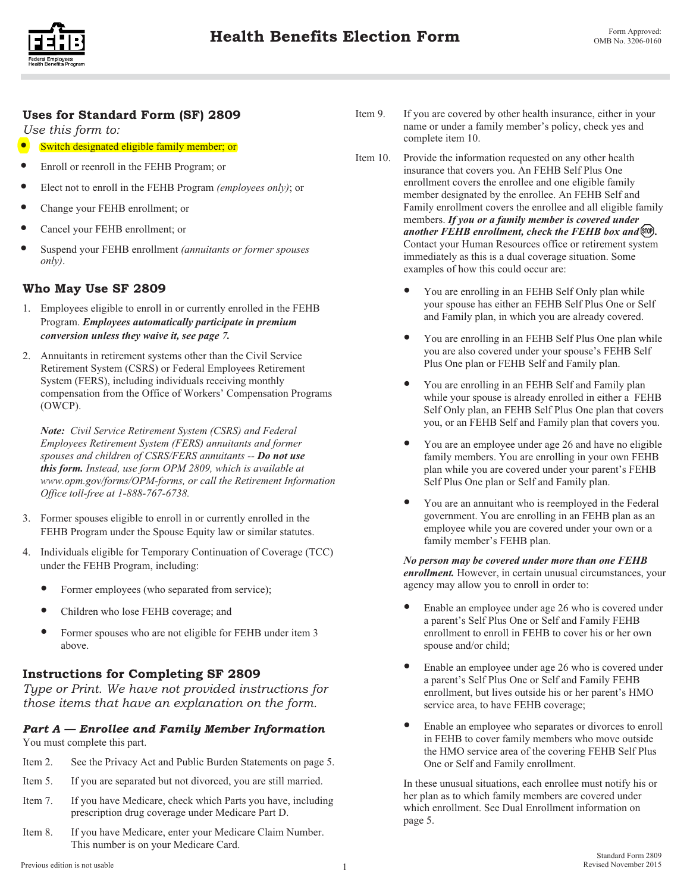# Health Benefits Election Form

Form Approved:
OMB No. 3206-0160

## Uses for Standard Form (SF) 2809

*Use this form to:*

- Switch designated eligible family member; or
- Enroll or reenroll in the FEHB Program; or
- Elect not to enroll in the FEHB Program *(employees only)*; or
- Change your FEHB enrollment; or
- Cancel your FEHB enrollment; or
- Suspend your FEHB enrollment *(annuitants or former spouses only)*.

## Who May Use SF 2809

1. Employees eligible to enroll in or currently enrolled in the FEHB Program. ***Employees automatically participate in premium conversion unless they waive it, see page 7.***
2. Annuitants in retirement systems other than the Civil Service Retirement System (CSRS) or Federal Employees Retirement System (FERS), including individuals receiving monthly compensation from the Office of Workers' Compensation Programs (OWCP).

   ***Note:*** *Civil Service Retirement System (CSRS) and Federal Employees Retirement System (FERS) annuitants and former spouses and children of CSRS/FERS annuitants --* ***Do not use this form.*** *Instead, use form OPM 2809, which is available at www.opm.gov/forms/OPM-forms, or call the Retirement Information Office toll-free at 1-888-767-6738.*
3. Former spouses eligible to enroll in or currently enrolled in the FEHB Program under the Spouse Equity law or similar statutes.
4. Individuals eligible for Temporary Continuation of Coverage (TCC) under the FEHB Program, including:
   - Former employees (who separated from service);
   - Children who lose FEHB coverage; and
   - Former spouses who are not eligible for FEHB under item 3 above.

## Instructions for Completing SF 2809

*Type or Print. We have not provided instructions for those items that have an explanation on the form.*

### *Part A — Enrollee and Family Member Information*

You must complete this part.

Item 2. See the Privacy Act and Public Burden Statements on page 5.

Item 5. If you are separated but not divorced, you are still married.

Item 7. If you have Medicare, check which Parts you have, including prescription drug coverage under Medicare Part D.

Item 8. If you have Medicare, enter your Medicare Claim Number. This number is on your Medicare Card.

Item 9. If you are covered by other health insurance, either in your name or under a family member's policy, check yes and complete item 10.

Item 10. Provide the information requested on any other health insurance that covers you. An FEHB Self Plus One enrollment covers the enrollee and one eligible family member designated by the enrollee. An FEHB Self and Family enrollment covers the enrollee and all eligible family members. ***If you or a family member is covered under another FEHB enrollment, check the FEHB box and (STOP).*** Contact your Human Resources office or retirement system immediately as this is a dual coverage situation. Some examples of how this could occur are:

- You are enrolling in an FEHB Self Only plan while your spouse has either an FEHB Self Plus One or Self and Family plan, in which you are already covered.
- You are enrolling in an FEHB Self Plus One plan while you are also covered under your spouse's FEHB Self Plus One plan or FEHB Self and Family plan.
- You are enrolling in an FEHB Self and Family plan while your spouse is already enrolled in either a FEHB Self Only plan, an FEHB Self Plus One plan that covers you, or an FEHB Self and Family plan that covers you.
- You are an employee under age 26 and have no eligible family members. You are enrolling in your own FEHB plan while you are covered under your parent's FEHB Self Plus One plan or Self and Family plan.
- You are an annuitant who is reemployed in the Federal government. You are enrolling in an FEHB plan as an employee while you are covered under your own or a family member's FEHB plan.

***No person may be covered under more than one FEHB enrollment.*** However, in certain unusual circumstances, your agency may allow you to enroll in order to:

- Enable an employee under age 26 who is covered under a parent's Self Plus One or Self and Family FEHB enrollment to enroll in FEHB to cover his or her own spouse and/or child;
- Enable an employee under age 26 who is covered under a parent's Self Plus One or Self and Family FEHB enrollment, but lives outside his or her parent's HMO service area, to have FEHB coverage;
- Enable an employee who separates or divorces to enroll in FEHB to cover family members who move outside the HMO service area of the covering FEHB Self Plus One or Self and Family enrollment.

In these unusual situations, each enrollee must notify his or her plan as to which family members are covered under which enrollment. See Dual Enrollment information on page 5.

Previous edition is not usable

Standard Form 2809
Revised November 2015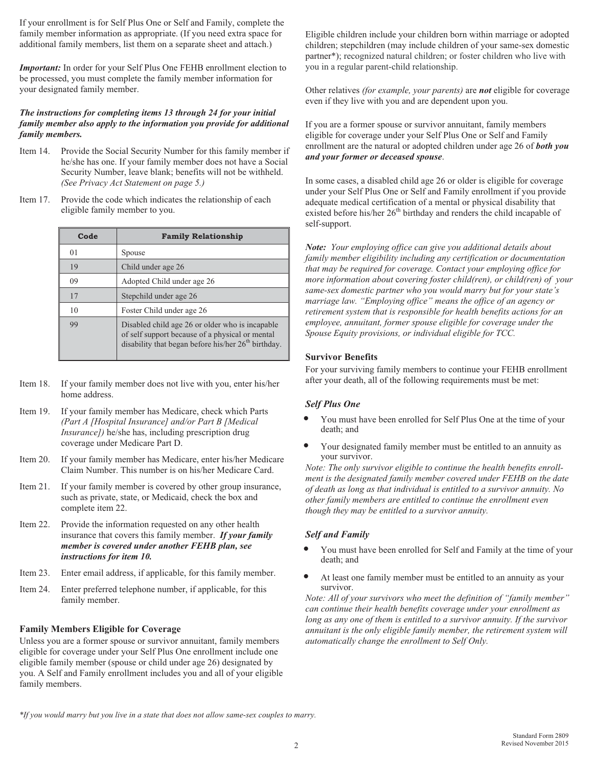If your enrollment is for Self Plus One or Self and Family, complete the family member information as appropriate. (If you need extra space for additional family members, list them on a separate sheet and attach.)

***Important:*** In order for your Self Plus One FEHB enrollment election to be processed, you must complete the family member information for your designated family member.

***The instructions for completing items 13 through 24 for your initial family member also apply to the information you provide for additional family members.***

Item 14. Provide the Social Security Number for this family member if he/she has one. If your family member does not have a Social Security Number, leave blank; benefits will not be withheld. *(See Privacy Act Statement on page 5.)*

Item 17. Provide the code which indicates the relationship of each eligible family member to you.

| Code | Family Relationship |
|---|---|
| 01 | Spouse |
| 19 | Child under age 26 |
| 09 | Adopted Child under age 26 |
| 17 | Stepchild under age 26 |
| 10 | Foster Child under age 26 |
| 99 | Disabled child age 26 or older who is incapable of self support because of a physical or mental disability that began before his/her 26th birthday. |

Item 18. If your family member does not live with you, enter his/her home address.

Item 19. If your family member has Medicare, check which Parts *(Part A [Hospital Insurance] and/or Part B [Medical Insurance])* he/she has, including prescription drug coverage under Medicare Part D.

Item 20. If your family member has Medicare, enter his/her Medicare Claim Number. This number is on his/her Medicare Card.

Item 21. If your family member is covered by other group insurance, such as private, state, or Medicaid, check the box and complete item 22.

Item 22. Provide the information requested on any other health insurance that covers this family member. ***If your family member is covered under another FEHB plan, see instructions for item 10.***

Item 23. Enter email address, if applicable, for this family member.

Item 24. Enter preferred telephone number, if applicable, for this family member.

### Family Members Eligible for Coverage

Unless you are a former spouse or survivor annuitant, family members eligible for coverage under your Self Plus One enrollment include one eligible family member (spouse or child under age 26) designated by you. A Self and Family enrollment includes you and all of your eligible family members.

Eligible children include your children born within marriage or adopted children; stepchildren (may include children of your same-sex domestic partner*); recognized natural children; or foster children who live with you in a regular parent-child relationship.

Other relatives *(for example, your parents)* are ***not*** eligible for coverage even if they live with you and are dependent upon you.

If you are a former spouse or survivor annuitant, family members eligible for coverage under your Self Plus One or Self and Family enrollment are the natural or adopted children under age 26 of ***both you and your former or deceased spouse***.

In some cases, a disabled child age 26 or older is eligible for coverage under your Self Plus One or Self and Family enrollment if you provide adequate medical certification of a mental or physical disability that existed before his/her 26th birthday and renders the child incapable of self-support.

***Note:*** *Your employing office can give you additional details about family member eligibility including any certification or documentation that may be required for coverage. Contact your employing office for more information about covering foster child(ren), or child(ren) of your same-sex domestic partner who you would marry but for your state's marriage law. "Employing office" means the office of an agency or retirement system that is responsible for health benefits actions for an employee, annuitant, former spouse eligible for coverage under the Spouse Equity provisions, or individual eligible for TCC.*

### Survivor Benefits

For your surviving family members to continue your FEHB enrollment after your death, all of the following requirements must be met:

#### *Self Plus One*

- You must have been enrolled for Self Plus One at the time of your death; and
- Your designated family member must be entitled to an annuity as your survivor.

*Note: The only survivor eligible to continue the health benefits enrollment is the designated family member covered under FEHB on the date of death as long as that individual is entitled to a survivor annuity. No other family members are entitled to continue the enrollment even though they may be entitled to a survivor annuity.*

#### *Self and Family*

- You must have been enrolled for Self and Family at the time of your death; and
- At least one family member must be entitled to an annuity as your survivor.

*Note: All of your survivors who meet the definition of "family member" can continue their health benefits coverage under your enrollment as long as any one of them is entitled to a survivor annuity. If the survivor annuitant is the only eligible family member, the retirement system will automatically change the enrollment to Self Only.*

*\*If you would marry but you live in a state that does not allow same-sex couples to marry.*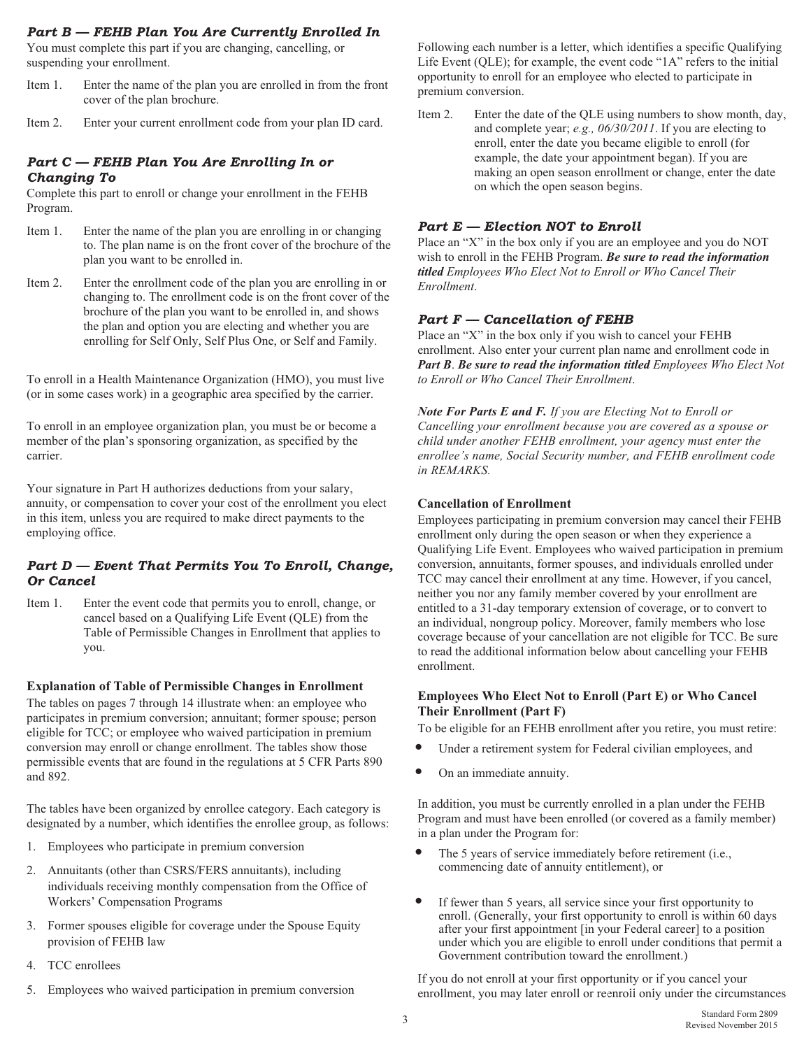### *Part B — FEHB Plan You Are Currently Enrolled In*

You must complete this part if you are changing, cancelling, or suspending your enrollment.

Item 1. Enter the name of the plan you are enrolled in from the front cover of the plan brochure.

Item 2. Enter your current enrollment code from your plan ID card.

### *Part C — FEHB Plan You Are Enrolling In or Changing To*

Complete this part to enroll or change your enrollment in the FEHB Program.

Item 1. Enter the name of the plan you are enrolling in or changing to. The plan name is on the front cover of the brochure of the plan you want to be enrolled in.

Item 2. Enter the enrollment code of the plan you are enrolling in or changing to. The enrollment code is on the front cover of the brochure of the plan you want to be enrolled in, and shows the plan and option you are electing and whether you are enrolling for Self Only, Self Plus One, or Self and Family.

To enroll in a Health Maintenance Organization (HMO), you must live (or in some cases work) in a geographic area specified by the carrier.

To enroll in an employee organization plan, you must be or become a member of the plan's sponsoring organization, as specified by the carrier.

Your signature in Part H authorizes deductions from your salary, annuity, or compensation to cover your cost of the enrollment you elect in this item, unless you are required to make direct payments to the employing office.

### *Part D — Event That Permits You To Enroll, Change, Or Cancel*

Item 1. Enter the event code that permits you to enroll, change, or cancel based on a Qualifying Life Event (QLE) from the Table of Permissible Changes in Enrollment that applies to you.

**Explanation of Table of Permissible Changes in Enrollment**

The tables on pages 7 through 14 illustrate when: an employee who participates in premium conversion; annuitant; former spouse; person eligible for TCC; or employee who waived participation in premium conversion may enroll or change enrollment. The tables show those permissible events that are found in the regulations at 5 CFR Parts 890 and 892.

The tables have been organized by enrollee category. Each category is designated by a number, which identifies the enrollee group, as follows:

1. Employees who participate in premium conversion
2. Annuitants (other than CSRS/FERS annuitants), including individuals receiving monthly compensation from the Office of Workers' Compensation Programs
3. Former spouses eligible for coverage under the Spouse Equity provision of FEHB law
4. TCC enrollees
5. Employees who waived participation in premium conversion

Following each number is a letter, which identifies a specific Qualifying Life Event (QLE); for example, the event code "1A" refers to the initial opportunity to enroll for an employee who elected to participate in premium conversion.

Item 2. Enter the date of the QLE using numbers to show month, day, and complete year; *e.g., 06/30/2011*. If you are electing to enroll, enter the date you became eligible to enroll (for example, the date your appointment began). If you are making an open season enrollment or change, enter the date on which the open season begins.

### *Part E — Election NOT to Enroll*

Place an "X" in the box only if you are an employee and you do NOT wish to enroll in the FEHB Program. ***Be sure to read the information titled*** *Employees Who Elect Not to Enroll or Who Cancel Their Enrollment*.

### *Part F — Cancellation of FEHB*

Place an "X" in the box only if you wish to cancel your FEHB enrollment. Also enter your current plan name and enrollment code in ***Part B***. ***Be sure to read the information titled*** *Employees Who Elect Not to Enroll or Who Cancel Their Enrollment*.

***Note For Parts E and F.*** *If you are Electing Not to Enroll or Cancelling your enrollment because you are covered as a spouse or child under another FEHB enrollment, your agency must enter the enrollee's name, Social Security number, and FEHB enrollment code in REMARKS.*

**Cancellation of Enrollment**

Employees participating in premium conversion may cancel their FEHB enrollment only during the open season or when they experience a Qualifying Life Event. Employees who waived participation in premium conversion, annuitants, former spouses, and individuals enrolled under TCC may cancel their enrollment at any time. However, if you cancel, neither you nor any family member covered by your enrollment are entitled to a 31-day temporary extension of coverage, or to convert to an individual, nongroup policy. Moreover, family members who lose coverage because of your cancellation are not eligible for TCC. Be sure to read the additional information below about cancelling your FEHB enrollment.

**Employees Who Elect Not to Enroll (Part E) or Who Cancel Their Enrollment (Part F)**

To be eligible for an FEHB enrollment after you retire, you must retire:

- Under a retirement system for Federal civilian employees, and
- On an immediate annuity.

In addition, you must be currently enrolled in a plan under the FEHB Program and must have been enrolled (or covered as a family member) in a plan under the Program for:

- The 5 years of service immediately before retirement (i.e., commencing date of annuity entitlement), or
- If fewer than 5 years, all service since your first opportunity to enroll. (Generally, your first opportunity to enroll is within 60 days after your first appointment [in your Federal career] to a position under which you are eligible to enroll under conditions that permit a Government contribution toward the enrollment.)

If you do not enroll at your first opportunity or if you cancel your enrollment, you may later enroll or reenroll only under the circumstances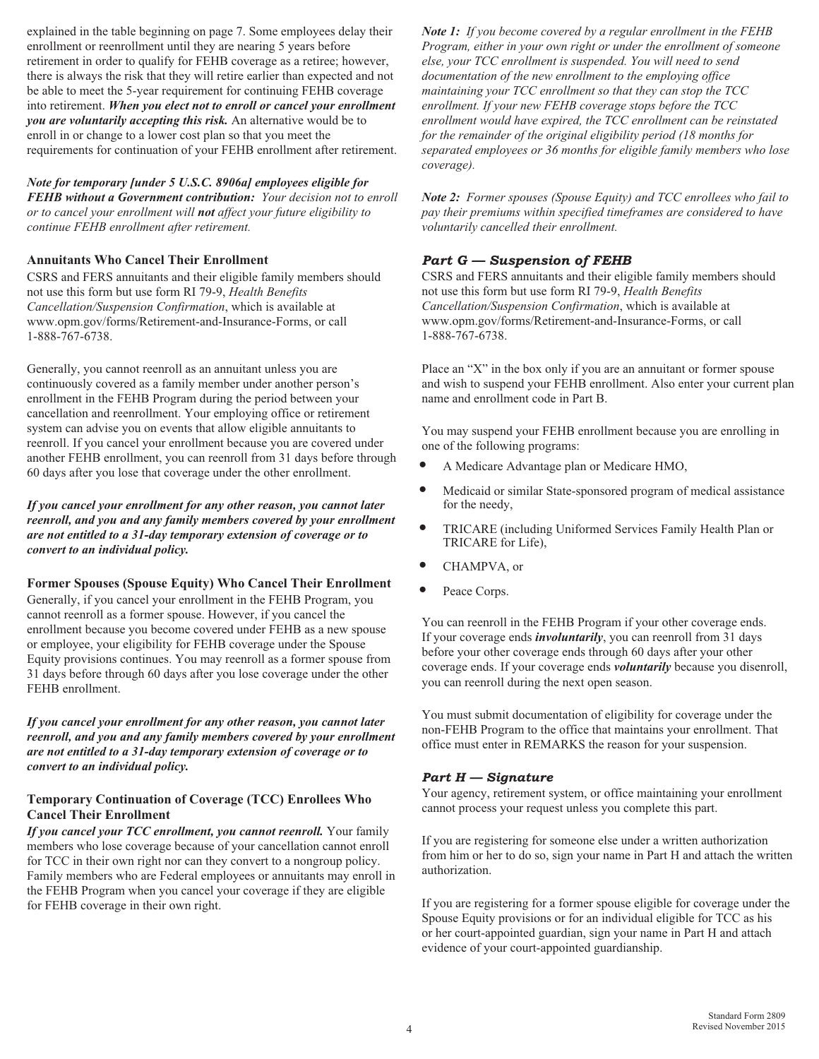explained in the table beginning on page 7. Some employees delay their enrollment or reenrollment until they are nearing 5 years before retirement in order to qualify for FEHB coverage as a retiree; however, there is always the risk that they will retire earlier than expected and not be able to meet the 5-year requirement for continuing FEHB coverage into retirement. ***When you elect not to enroll or cancel your enrollment you are voluntarily accepting this risk.*** An alternative would be to enroll in or change to a lower cost plan so that you meet the requirements for continuation of your FEHB enrollment after retirement.

***Note for temporary [under 5 U.S.C. 8906a] employees eligible for FEHB without a Government contribution:*** *Your decision not to enroll or to cancel your enrollment will **not** affect your future eligibility to continue FEHB enrollment after retirement.*

### Annuitants Who Cancel Their Enrollment

CSRS and FERS annuitants and their eligible family members should not use this form but use form RI 79-9, *Health Benefits Cancellation/Suspension Confirmation*, which is available at www.opm.gov/forms/Retirement-and-Insurance-Forms, or call 1-888-767-6738.

Generally, you cannot reenroll as an annuitant unless you are continuously covered as a family member under another person's enrollment in the FEHB Program during the period between your cancellation and reenrollment. Your employing office or retirement system can advise you on events that allow eligible annuitants to reenroll. If you cancel your enrollment because you are covered under another FEHB enrollment, you can reenroll from 31 days before through 60 days after you lose that coverage under the other enrollment.

***If you cancel your enrollment for any other reason, you cannot later reenroll, and you and any family members covered by your enrollment are not entitled to a 31-day temporary extension of coverage or to convert to an individual policy.***

### Former Spouses (Spouse Equity) Who Cancel Their Enrollment

Generally, if you cancel your enrollment in the FEHB Program, you cannot reenroll as a former spouse. However, if you cancel the enrollment because you become covered under FEHB as a new spouse or employee, your eligibility for FEHB coverage under the Spouse Equity provisions continues. You may reenroll as a former spouse from 31 days before through 60 days after you lose coverage under the other FEHB enrollment.

***If you cancel your enrollment for any other reason, you cannot later reenroll, and you and any family members covered by your enrollment are not entitled to a 31-day temporary extension of coverage or to convert to an individual policy.***

### Temporary Continuation of Coverage (TCC) Enrollees Who Cancel Their Enrollment

***If you cancel your TCC enrollment, you cannot reenroll.*** Your family members who lose coverage because of your cancellation cannot enroll for TCC in their own right nor can they convert to a nongroup policy. Family members who are Federal employees or annuitants may enroll in the FEHB Program when you cancel your coverage if they are eligible for FEHB coverage in their own right.

***Note 1:*** *If you become covered by a regular enrollment in the FEHB Program, either in your own right or under the enrollment of someone else, your TCC enrollment is suspended. You will need to send documentation of the new enrollment to the employing office maintaining your TCC enrollment so that they can stop the TCC enrollment. If your new FEHB coverage stops before the TCC enrollment would have expired, the TCC enrollment can be reinstated for the remainder of the original eligibility period (18 months for separated employees or 36 months for eligible family members who lose coverage).*

***Note 2:*** *Former spouses (Spouse Equity) and TCC enrollees who fail to pay their premiums within specified timeframes are considered to have voluntarily cancelled their enrollment.*

## *Part G — Suspension of FEHB*

CSRS and FERS annuitants and their eligible family members should not use this form but use form RI 79-9, *Health Benefits Cancellation/Suspension Confirmation*, which is available at www.opm.gov/forms/Retirement-and-Insurance-Forms, or call 1-888-767-6738.

Place an "X" in the box only if you are an annuitant or former spouse and wish to suspend your FEHB enrollment. Also enter your current plan name and enrollment code in Part B.

You may suspend your FEHB enrollment because you are enrolling in one of the following programs:

- A Medicare Advantage plan or Medicare HMO,
- Medicaid or similar State-sponsored program of medical assistance for the needy,
- TRICARE (including Uniformed Services Family Health Plan or TRICARE for Life),
- CHAMPVA, or
- Peace Corps.

You can reenroll in the FEHB Program if your other coverage ends. If your coverage ends ***involuntarily***, you can reenroll from 31 days before your other coverage ends through 60 days after your other coverage ends. If your coverage ends ***voluntarily*** because you disenroll, you can reenroll during the next open season.

You must submit documentation of eligibility for coverage under the non-FEHB Program to the office that maintains your enrollment. That office must enter in REMARKS the reason for your suspension.

## *Part H — Signature*

Your agency, retirement system, or office maintaining your enrollment cannot process your request unless you complete this part.

If you are registering for someone else under a written authorization from him or her to do so, sign your name in Part H and attach the written authorization.

If you are registering for a former spouse eligible for coverage under the Spouse Equity provisions or for an individual eligible for TCC as his or her court-appointed guardian, sign your name in Part H and attach evidence of your court-appointed guardianship.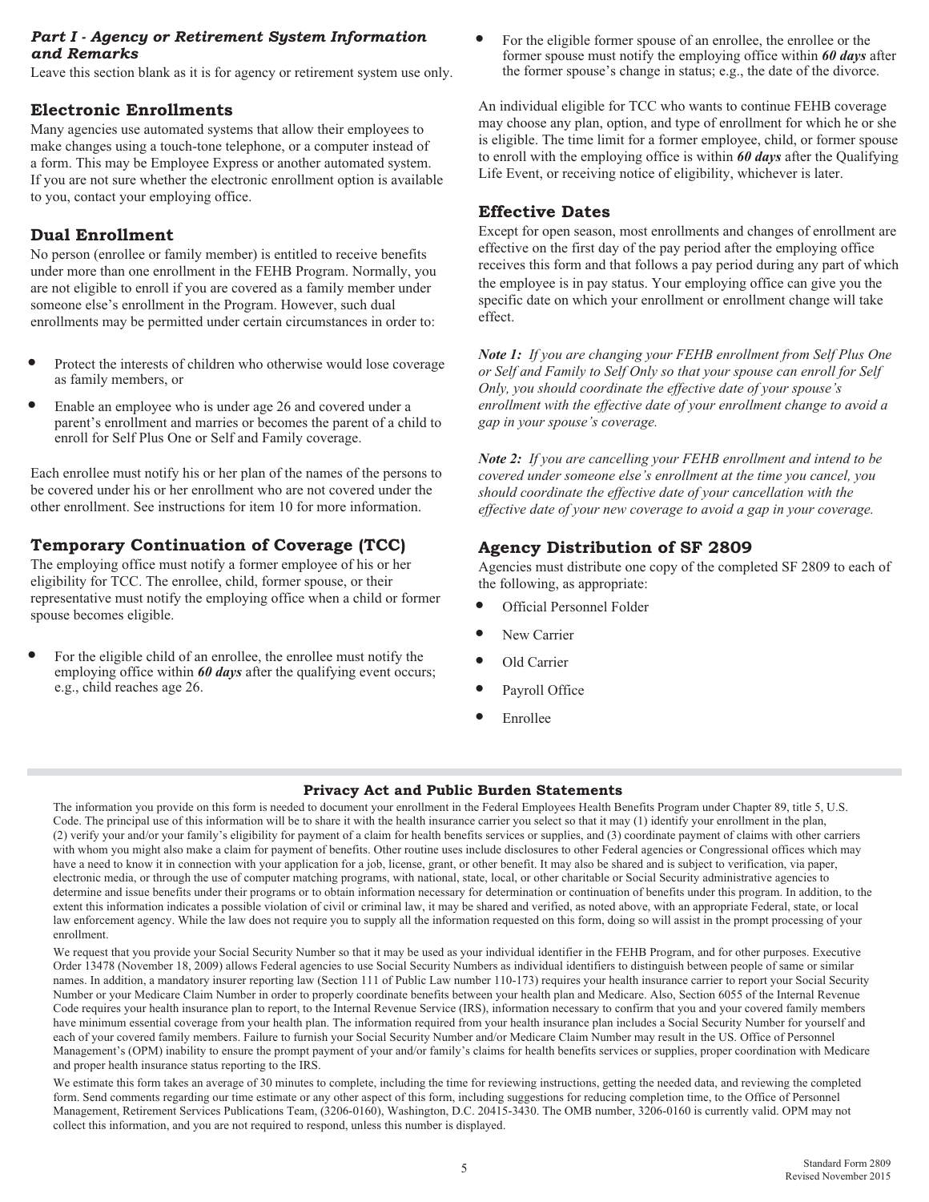### *Part I - Agency or Retirement System Information and Remarks*

Leave this section blank as it is for agency or retirement system use only.

### Electronic Enrollments

Many agencies use automated systems that allow their employees to make changes using a touch-tone telephone, or a computer instead of a form. This may be Employee Express or another automated system. If you are not sure whether the electronic enrollment option is available to you, contact your employing office.

### Dual Enrollment

No person (enrollee or family member) is entitled to receive benefits under more than one enrollment in the FEHB Program. Normally, you are not eligible to enroll if you are covered as a family member under someone else's enrollment in the Program. However, such dual enrollments may be permitted under certain circumstances in order to:

- Protect the interests of children who otherwise would lose coverage as family members, or
- Enable an employee who is under age 26 and covered under a parent's enrollment and marries or becomes the parent of a child to enroll for Self Plus One or Self and Family coverage.

Each enrollee must notify his or her plan of the names of the persons to be covered under his or her enrollment who are not covered under the other enrollment. See instructions for item 10 for more information.

### Temporary Continuation of Coverage (TCC)

The employing office must notify a former employee of his or her eligibility for TCC. The enrollee, child, former spouse, or their representative must notify the employing office when a child or former spouse becomes eligible.

- For the eligible child of an enrollee, the enrollee must notify the employing office within ***60 days*** after the qualifying event occurs; e.g., child reaches age 26.
- For the eligible former spouse of an enrollee, the enrollee or the former spouse must notify the employing office within ***60 days*** after the former spouse's change in status; e.g., the date of the divorce.

An individual eligible for TCC who wants to continue FEHB coverage may choose any plan, option, and type of enrollment for which he or she is eligible. The time limit for a former employee, child, or former spouse to enroll with the employing office is within ***60 days*** after the Qualifying Life Event, or receiving notice of eligibility, whichever is later.

### Effective Dates

Except for open season, most enrollments and changes of enrollment are effective on the first day of the pay period after the employing office receives this form and that follows a pay period during any part of which the employee is in pay status. Your employing office can give you the specific date on which your enrollment or enrollment change will take effect.

***Note 1:*** *If you are changing your FEHB enrollment from Self Plus One or Self and Family to Self Only so that your spouse can enroll for Self Only, you should coordinate the effective date of your spouse's enrollment with the effective date of your enrollment change to avoid a gap in your spouse's coverage.*

***Note 2:*** *If you are cancelling your FEHB enrollment and intend to be covered under someone else's enrollment at the time you cancel, you should coordinate the effective date of your cancellation with the effective date of your new coverage to avoid a gap in your coverage.*

### Agency Distribution of SF 2809

Agencies must distribute one copy of the completed SF 2809 to each of the following, as appropriate:

- Official Personnel Folder
- New Carrier
- Old Carrier
- Payroll Office
- Enrollee

### Privacy Act and Public Burden Statements

The information you provide on this form is needed to document your enrollment in the Federal Employees Health Benefits Program under Chapter 89, title 5, U.S. Code. The principal use of this information will be to share it with the health insurance carrier you select so that it may (1) identify your enrollment in the plan, (2) verify your and/or your family's eligibility for payment of a claim for health benefits services or supplies, and (3) coordinate payment of claims with other carriers with whom you might also make a claim for payment of benefits. Other routine uses include disclosures to other Federal agencies or Congressional offices which may have a need to know it in connection with your application for a job, license, grant, or other benefit. It may also be shared and is subject to verification, via paper, electronic media, or through the use of computer matching programs, with national, state, local, or other charitable or Social Security administrative agencies to determine and issue benefits under their programs or to obtain information necessary for determination or continuation of benefits under this program. In addition, to the extent this information indicates a possible violation of civil or criminal law, it may be shared and verified, as noted above, with an appropriate Federal, state, or local law enforcement agency. While the law does not require you to supply all the information requested on this form, doing so will assist in the prompt processing of your enrollment.

We request that you provide your Social Security Number so that it may be used as your individual identifier in the FEHB Program, and for other purposes. Executive Order 13478 (November 18, 2009) allows Federal agencies to use Social Security Numbers as individual identifiers to distinguish between people of same or similar names. In addition, a mandatory insurer reporting law (Section 111 of Public Law 110-173) requires your health insurance carrier to report your Social Security Number or your Medicare Claim Number in order to properly coordinate benefits between your health plan and Medicare. Also, Section 6055 of the Internal Revenue Code requires your health insurance plan to report, to the Internal Revenue Service (IRS), information necessary to confirm that you and your covered family members have minimum essential coverage from your health plan. The information required from your health insurance plan includes a Social Security Number for yourself and each of your covered family members. Failure to furnish your Social Security Number and/or Medicare Claim Number may result in the US. Office of Personnel Management's (OPM) inability to ensure the prompt payment of your and/or family's claims for health benefits services or supplies, proper coordination with Medicare and proper health insurance status reporting to the IRS.

We estimate this form takes an average of 30 minutes to complete, including the time for reviewing instructions, getting the needed data, and reviewing the completed form. Send comments regarding our time estimate or any other aspect of this form, including suggestions for reducing completion time, to the Office of Personnel Management, Retirement Services Publications Team, (3206-0160), Washington, D.C. 20415-3430. The OMB number, 3206-0160 is currently valid. OPM may not collect this information, and you are not required to respond, unless this number is displayed.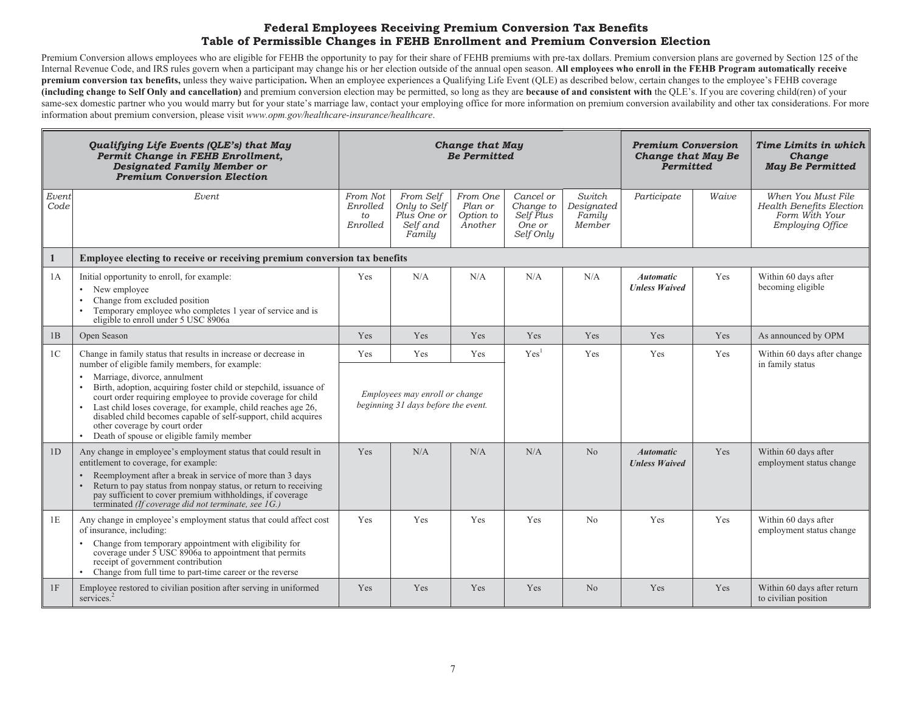# Federal Employees Receiving Premium Conversion Tax Benefits
## Table of Permissible Changes in FEHB Enrollment and Premium Conversion Election

Premium Conversion allows employees who are eligible for FEHB the opportunity to pay for their share of FEHB premiums with pre-tax dollars. Premium conversion plans are governed by Section 125 of the Internal Revenue Code, and IRS rules govern when a participant may change his or her election outside of the annual open season. **All employees who enroll in the FEHB Program automatically receive premium conversion tax benefits,** unless they waive participation**.** When an employee experiences a Qualifying Life Event (QLE) as described below, certain changes to the employee's FEHB coverage **(including change to Self Only and cancellation)** and premium conversion election may be permitted, so long as they are **because of and consistent with** the QLE's. If you are covering child(ren) of your same-sex domestic partner who you would marry but for your state's marriage law, contact your employing office for more information on premium conversion availability and other tax considerations. For more information about premium conversion, please visit *www.opm.gov/healthcare-insurance/healthcare*.

| ***Qualifying Life Events (QLE's) that May Permit Change in FEHB Enrollment, Designated Family Member or Premium Conversion Election*** | | ***Change that May Be Permitted*** | | | | | ***Premium Conversion Change that May Be Permitted*** | | ***Time Limits in which Change May Be Permitted*** |
|---|---|---|---|---|---|---|---|---|---|
| *Event Code* | *Event* | *From Not Enrolled to Enrolled* | *From Self Only to Self Plus One or Self and Family* | *From One Plan or Option to Another* | *Cancel or Change to Self Plus One or Self Only* | *Switch Designated Family Member* | *Participate* | *Waive* | *When You Must File Health Benefits Election Form With Your Employing Office* |
| **1** | **Employee electing to receive or receiving premium conversion tax benefits** | | | | | | | | |
| 1A | Initial opportunity to enroll, for example: <br>• New employee <br>• Change from excluded position <br>• Temporary employee who completes 1 year of service and is eligible to enroll under 5 USC 8906a | Yes | N/A | N/A | N/A | N/A | ***Automatic Unless Waived*** | Yes | Within 60 days after becoming eligible |
| 1B | Open Season | Yes | Yes | Yes | Yes | Yes | Yes | Yes | As announced by OPM |
| 1C | Change in family status that results in increase or decrease in number of eligible family members, for example: <br>• Marriage, divorce, annulment <br>• Birth, adoption, acquiring foster child or stepchild, issuance of court order requiring employee to provide coverage for child <br>• Last child loses coverage, for example, child reaches age 26, disabled child becomes capable of self-support, child acquires other coverage by court order <br>• Death of spouse or eligible family member | Yes <br>*Employees may enroll or change beginning 31 days before the event.* | Yes | Yes | Yes[1] | Yes | Yes | Yes | Within 60 days after change in family status |
| 1D | Any change in employee's employment status that could result in entitlement to coverage, for example: <br>• Reemployment after a break in service of more than 3 days <br>• Return to pay status from nonpay status, or return to receiving pay sufficient to cover premium withholdings, if coverage terminated *(If coverage did not terminate, see 1G.)* | Yes | N/A | N/A | N/A | No | ***Automatic Unless Waived*** | Yes | Within 60 days after employment status change |
| 1E | Any change in employee's employment status that could affect cost of insurance, including: <br>• Change from temporary appointment with eligibility for coverage under 5 USC 8906a to appointment that permits receipt of government contribution <br>• Change from full time to part-time career or the reverse | Yes | Yes | Yes | Yes | No | Yes | Yes | Within 60 days after employment status change |
| 1F | Employee restored to civilian position after serving in uniformed services.[2] | Yes | Yes | Yes | Yes | No | Yes | Yes | Within 60 days after return to civilian position |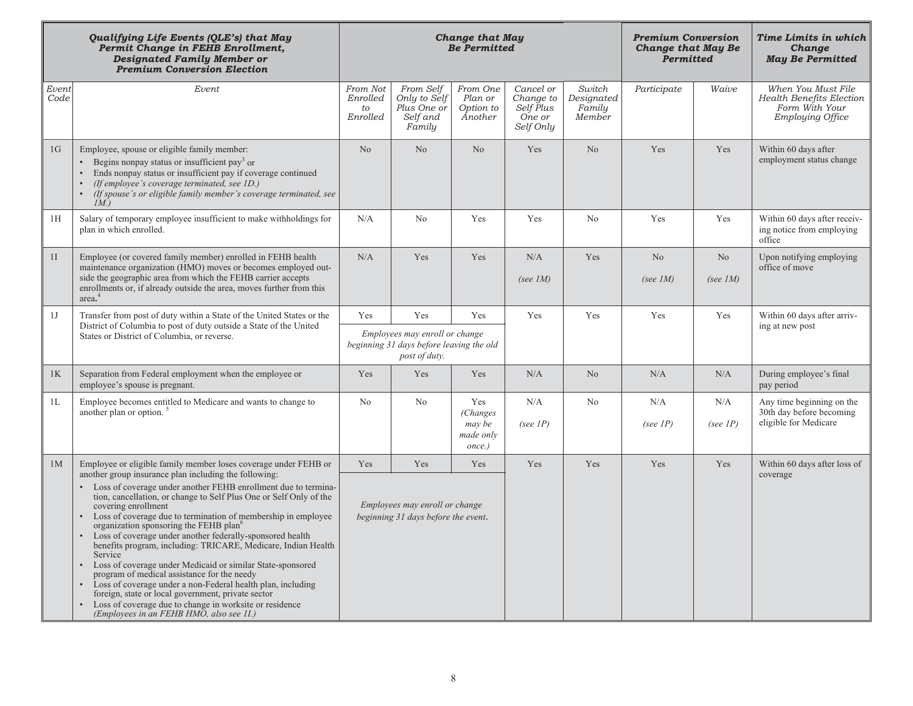| Qualifying Life Events (QLE's) that May Permit Change in FEHB Enrollment, Designated Family Member or Premium Conversion Election | | Change that May Be Permitted | | | | | Premium Conversion Change that May Be Permitted | | Time Limits in which Change May Be Permitted |
|---|---|---|---|---|---|---|---|---|---|
| Event Code | Event | From Not Enrolled to Enrolled | From Self Only to Self Plus One or Self and Family | From One Plan or Option to Another | Cancel or Change to Self Plus One or Self Only | Switch Designated Family Member | Participate | Waive | When You Must File Health Benefits Election Form With Your Employing Office |
| 1G | Employee, spouse or eligible family member:<br>• Begins nonpay status or insufficient pay[3] or<br>• Ends nonpay status or insufficient pay if coverage continued<br>• *(If employee's coverage terminated, see 1D.)*<br>• *(If spouse's or eligible family member's coverage terminated, see 1M.)* | No | No | No | Yes | No | Yes | Yes | Within 60 days after employment status change |
| 1H | Salary of temporary employee insufficient to make withholdings for plan in which enrolled. | N/A | No | Yes | Yes | No | Yes | Yes | Within 60 days after receiving notice from employing office |
| 1I | Employee (or covered family member) enrolled in FEHB health maintenance organization (HMO) moves or becomes employed outside the geographic area from which the FEHB carrier accepts enrollments or, if already outside the area, moves further from this area.[4] | N/A | Yes | Yes | N/A *(see 1M)* | Yes | No *(see 1M)* | No *(see 1M)* | Upon notifying employing office of move |
| 1J | Transfer from post of duty within a State of the United States or the District of Columbia to post of duty outside a State of the United States or District of Columbia, or reverse. | Yes | Yes | Yes | Yes | Yes | Yes | Yes | Within 60 days after arriving at new post |
| | | *Employees may enroll or change beginning 31 days before leaving the old post of duty.* | | | | | | | |
| 1K | Separation from Federal employment when the employee or employee's spouse is pregnant. | Yes | Yes | Yes | N/A | No | N/A | N/A | During employee's final pay period |
| 1L | Employee becomes entitled to Medicare and wants to change to another plan or option.[5] | No | No | Yes *(Changes may be made only once.)* | N/A *(see 1P)* | No | N/A *(see 1P)* | N/A *(see 1P)* | Any time beginning on the 30th day before becoming eligible for Medicare |
| 1M | Employee or eligible family member loses coverage under FEHB or another group insurance plan including the following:<br>• Loss of coverage under another FEHB enrollment due to termination, cancellation, or change to Self Plus One or Self Only of the covering enrollment<br>• Loss of coverage due to termination of membership in employee organization sponsoring the FEHB plan[6]<br>• Loss of coverage under another federally-sponsored health benefits program, including: TRICARE, Medicare, Indian Health Service<br>• Loss of coverage under Medicaid or similar State-sponsored program of medical assistance for the needy<br>• Loss of coverage under a non-Federal health plan, including foreign, state or local government, private sector<br>• Loss of coverage due to change in worksite or residence *(Employees in an FEHB HMO, also see 1I.)* | Yes | Yes | Yes | Yes | Yes | Yes | Yes | Within 60 days after loss of coverage |
| | | *Employees may enroll or change beginning 31 days before the event.* | | | | | | | |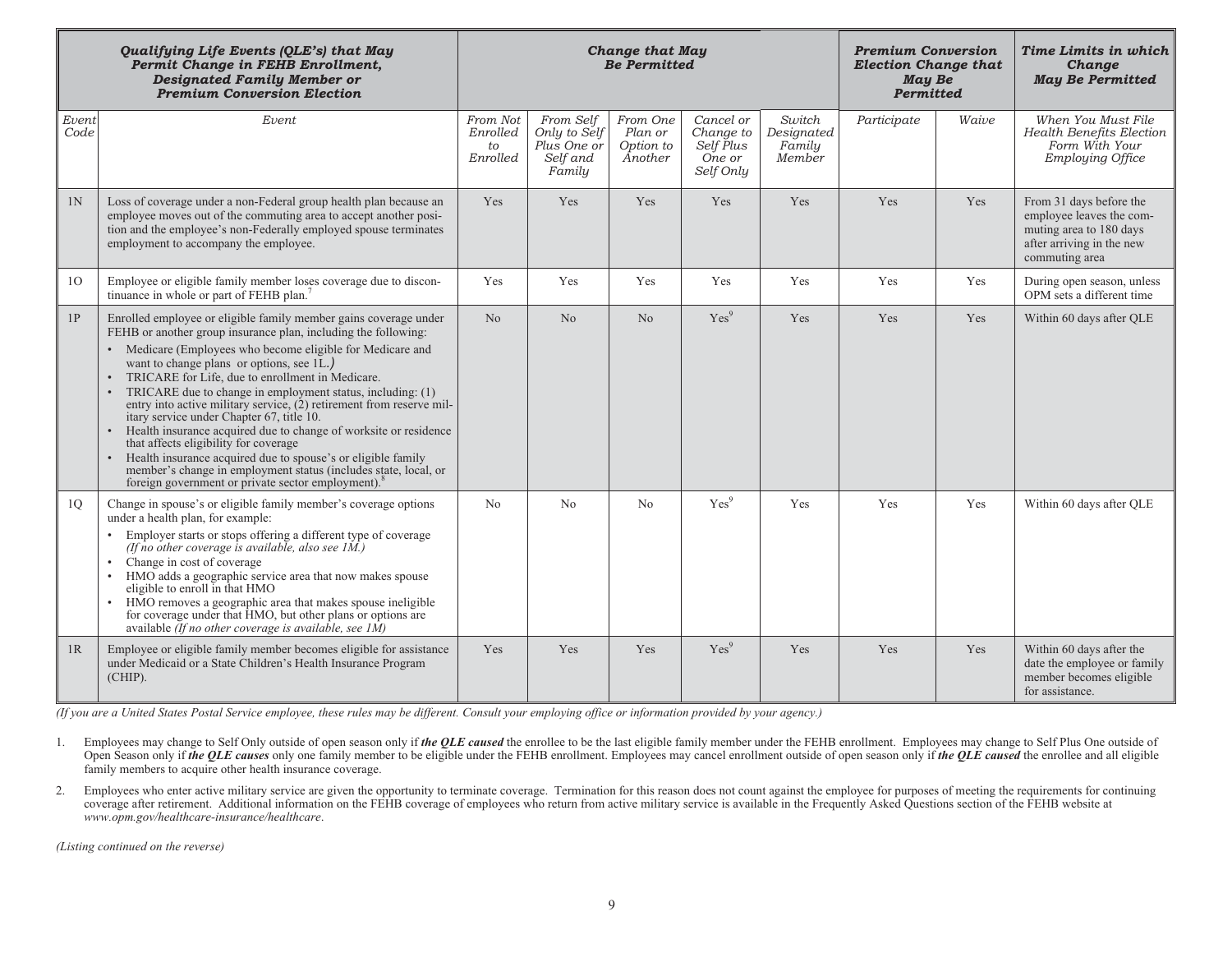| *Qualifying Life Events (QLE's) that May Permit Change in FEHB Enrollment, Designated Family Member or Premium Conversion Election* | | *Change that May Be Permitted* | | | | | *Premium Conversion Election Change that May Be Permitted* | | *Time Limits in which Change May Be Permitted* |
|---|---|---|---|---|---|---|---|---|---|
| *Event Code* | *Event* | *From Not Enrolled to Enrolled* | *From Self Only to Self Plus One or Self and Family* | *From One Plan or Option to Another* | *Cancel or Change to Self Plus One or Self Only* | *Switch Designated Family Member* | *Participate* | *Waive* | *When You Must File Health Benefits Election Form With Your Employing Office* |
| 1N | Loss of coverage under a non-Federal group health plan because an employee moves out of the commuting area to accept another position and the employee's non-Federally employed spouse terminates employment to accompany the employee. | Yes | Yes | Yes | Yes | Yes | Yes | Yes | From 31 days before the employee leaves the commuting area to 180 days after arriving in the new commuting area |
| 1O | Employee or eligible family member loses coverage due to discontinuance in whole or part of FEHB plan.[7] | Yes | Yes | Yes | Yes | Yes | Yes | Yes | During open season, unless OPM sets a different time |
| 1P | Enrolled employee or eligible family member gains coverage under FEHB or another group insurance plan, including the following:<br>• Medicare (Employees who become eligible for Medicare and want to change plans or options, see 1L.)<br>• TRICARE for Life, due to enrollment in Medicare.<br>• TRICARE due to change in employment status, including: (1) entry into active military service, (2) retirement from reserve military service under Chapter 67, title 10.<br>• Health insurance acquired due to change of worksite or residence that affects eligibility for coverage<br>• Health insurance acquired due to spouse's or eligible family member's change in employment status (includes state, local, or foreign government or private sector employment).[8] | No | No | No | Yes[9] | Yes | Yes | Yes | Within 60 days after QLE |
| 1Q | Change in spouse's or eligible family member's coverage options under a health plan, for example:<br>• Employer starts or stops offering a different type of coverage *(If no other coverage is available, also see 1M.)*<br>• Change in cost of coverage<br>• HMO adds a geographic service area that now makes spouse eligible to enroll in that HMO<br>• HMO removes a geographic area that makes spouse ineligible for coverage under that HMO, but other plans or options are available *(If no other coverage is available, see 1M)* | No | No | No | Yes[9] | Yes | Yes | Yes | Within 60 days after QLE |
| 1R | Employee or eligible family member becomes eligible for assistance under Medicaid or a State Children's Health Insurance Program (CHIP). | Yes | Yes | Yes | Yes[9] | Yes | Yes | Yes | Within 60 days after the date the employee or family member becomes eligible for assistance. |

*(If you are a United States Postal Service employee, these rules may be different. Consult your employing office or information provided by your agency.)*

1. Employees may change to Self Only outside of open season only if ***the QLE caused*** the enrollee to be the last eligible family member under the FEHB enrollment. Employees may change to Self Plus One outside of Open Season only if ***the QLE causes*** only one family member to be eligible under the FEHB enrollment. Employees may cancel enrollment outside of open season only if ***the QLE caused*** the enrollee and all eligible family members to acquire other health insurance coverage.

2. Employees who enter active military service are given the opportunity to terminate coverage. Termination for this reason does not count against the employee for purposes of meeting the requirements for continuing coverage after retirement. Additional information on the FEHB coverage of employees who return from active military service is available in the Frequently Asked Questions section of the FEHB website at *www.opm.gov/healthcare-insurance/healthcare*.

*(Listing continued on the reverse)*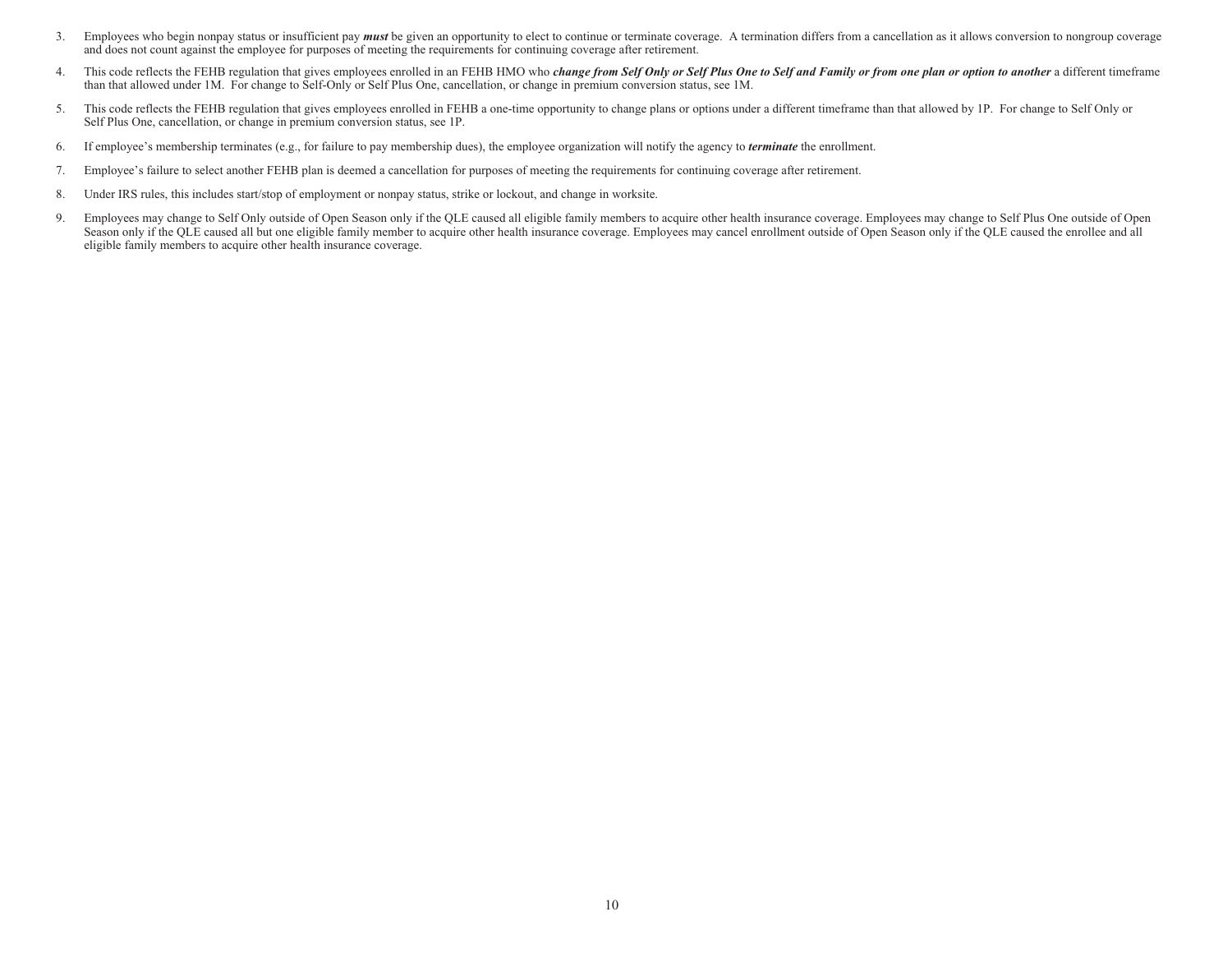3. Employees who begin nonpay status or insufficient pay ***must*** be given an opportunity to elect to continue or terminate coverage. A termination differs from a cancellation as it allows conversion to nongroup coverage and does not count against the employee for purposes of meeting the requirements for continuing coverage after retirement.

4. This code reflects the FEHB regulation that gives employees enrolled in an FEHB HMO who ***change from Self Only or Self Plus One to Self and Family or from one plan or option to another*** a different timeframe than that allowed under 1M. For change to Self-Only or Self Plus One, cancellation, or change in premium conversion status, see 1M.

5. This code reflects the FEHB regulation that gives employees enrolled in FEHB a one-time opportunity to change plans or options under a different timeframe than that allowed by 1P. For change to Self Only or Self Plus One, cancellation, or change in premium conversion status, see 1P.

6. If employee's membership terminates (e.g., for failure to pay membership dues), the employee organization will notify the agency to ***terminate*** the enrollment.

7. Employee's failure to select another FEHB plan is deemed a cancellation for purposes of meeting the requirements for continuing coverage after retirement.

8. Under IRS rules, this includes start/stop of employment or nonpay status, strike or lockout, and change in worksite.

9. Employees may change to Self Only outside of Open Season only if the QLE caused all eligible family members to acquire other health insurance coverage. Employees may change to Self Plus One outside of Open Season only if the QLE caused all but one eligible family member to acquire other health insurance coverage. Employees may cancel enrollment outside of Open Season only if the QLE caused the enrollee and all eligible family members to acquire other health insurance coverage.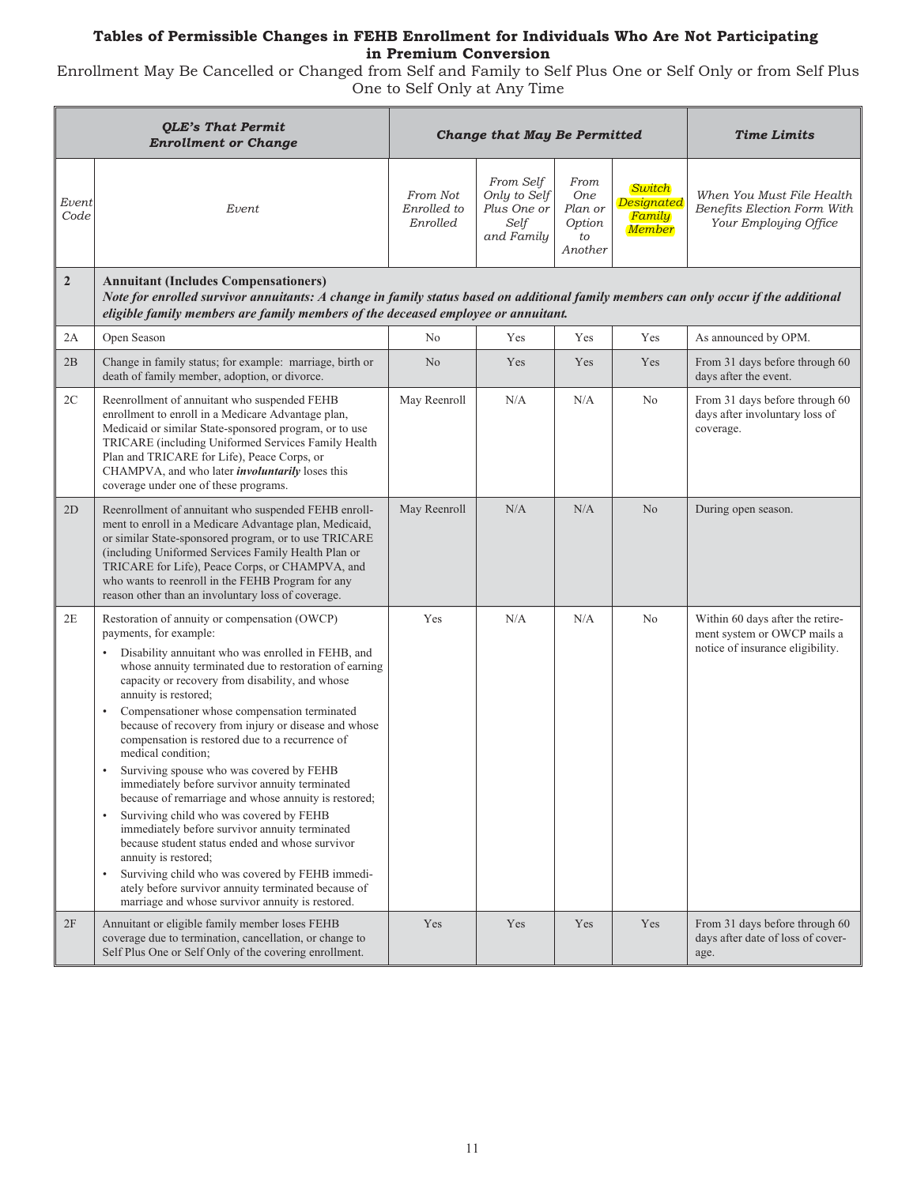**Tables of Permissible Changes in FEHB Enrollment for Individuals Who Are Not Participating in Premium Conversion**

Enrollment May Be Cancelled or Changed from Self and Family to Self Plus One or Self Only or from Self Plus One to Self Only at Any Time

| *QLE's That Permit Enrollment or Change* | | *Change that May Be Permitted* | | | | *Time Limits* |
|---|---|---|---|---|---|---|
| *Event Code* | *Event* | *From Not Enrolled to Enrolled* | *From Self Only to Self Plus One or Self and Family* | *From One Plan or Option to Another* | *Switch Designated Family Member* | *When You Must File Health Benefits Election Form With Your Employing Office* |
| **2** | **Annuitant (Includes Compensationers)** ***Note for enrolled survivor annuitants: A change in family status based on additional family members can only occur if the additional eligible family members are family members of the deceased employee or annuitant.*** | | | | | |
| 2A | Open Season | No | Yes | Yes | Yes | As announced by OPM. |
| 2B | Change in family status; for example: marriage, birth or death of family member, adoption, or divorce. | No | Yes | Yes | Yes | From 31 days before through 60 days after the event. |
| 2C | Reenrollment of annuitant who suspended FEHB enrollment to enroll in a Medicare Advantage plan, Medicaid or similar State-sponsored program, or to use TRICARE (including Uniformed Services Family Health Plan and TRICARE for Life), Peace Corps, or CHAMPVA, and who later ***involuntarily*** loses this coverage under one of these programs. | May Reenroll | N/A | N/A | No | From 31 days before through 60 days after involuntary loss of coverage. |
| 2D | Reenrollment of annuitant who suspended FEHB enrollment to enroll in a Medicare Advantage plan, Medicaid, or similar State-sponsored program, or to use TRICARE (including Uniformed Services Family Health Plan or TRICARE for Life), Peace Corps, or CHAMPVA, and who wants to reenroll in the FEHB Program for any reason other than an involuntary loss of coverage. | May Reenroll | N/A | N/A | No | During open season. |
| 2E | Restoration of annuity or compensation (OWCP) payments, for example: • Disability annuitant who was enrolled in FEHB, and whose annuity terminated due to restoration of earning capacity or recovery from disability, and whose annuity is restored; • Compensationer whose compensation terminated because of recovery from injury or disease and whose compensation is restored due to a recurrence of medical condition; • Surviving spouse who was covered by FEHB immediately before survivor annuity terminated because of remarriage and whose annuity is restored; • Surviving child who was covered by FEHB immediately before survivor annuity terminated because student status ended and whose survivor annuity is restored; • Surviving child who was covered by FEHB immediately before survivor annuity terminated because of marriage and whose survivor annuity is restored. | Yes | N/A | N/A | No | Within 60 days after the retirement system or OWCP mails a notice of insurance eligibility. |
| 2F | Annuitant or eligible family member loses FEHB coverage due to termination, cancellation, or change to Self Plus One or Self Only of the covering enrollment. | Yes | Yes | Yes | Yes | From 31 days before through 60 days after date of loss of coverage. |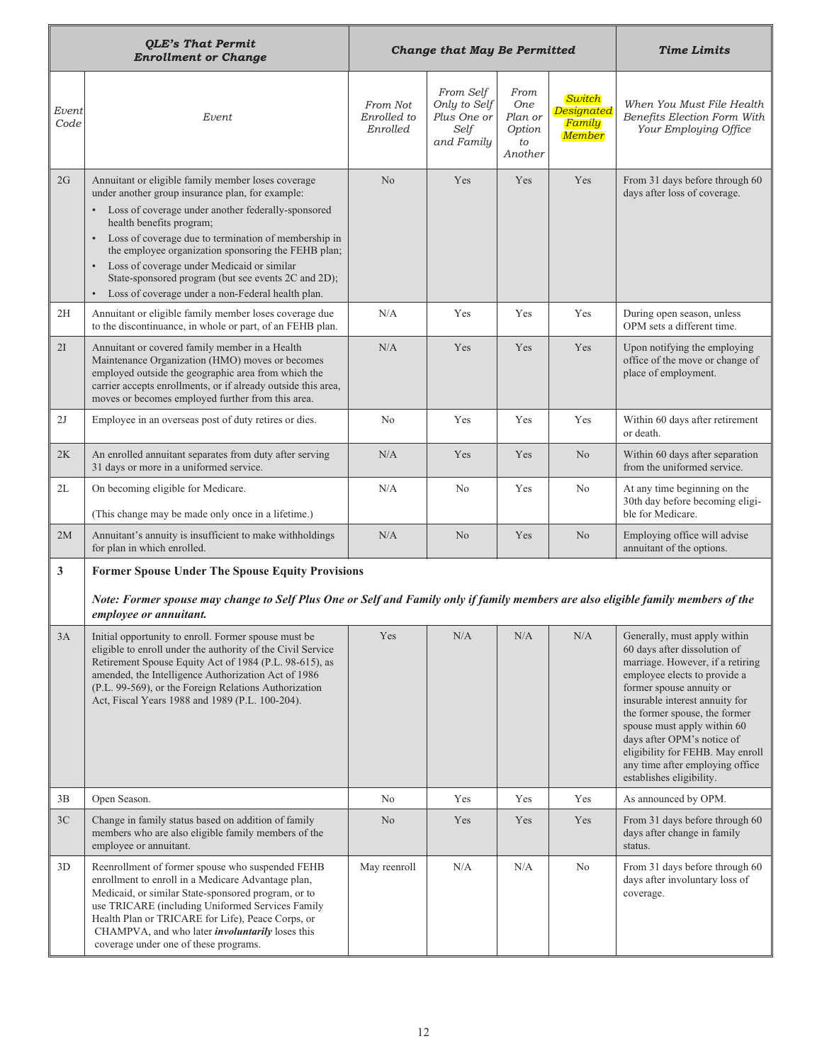| *QLE's That Permit Enrollment or Change* | | *Change that May Be Permitted* | | | | *Time Limits* |
|---|---|---|---|---|---|---|
| *Event Code* | *Event* | *From Not Enrolled to Enrolled* | *From Self Only to Self Plus One or Self and Family* | *From One Plan or Option to Another* | *Switch Designated Family Member* | *When You Must File Health Benefits Election Form With Your Employing Office* |
| 2G | Annuitant or eligible family member loses coverage under another group insurance plan, for example:<br>• Loss of coverage under another federally-sponsored health benefits program;<br>• Loss of coverage due to termination of membership in the employee organization sponsoring the FEHB plan;<br>• Loss of coverage under Medicaid or similar State-sponsored program (but see events 2C and 2D);<br>• Loss of coverage under a non-Federal health plan. | No | Yes | Yes | Yes | From 31 days before through 60 days after loss of coverage. |
| 2H | Annuitant or eligible family member loses coverage due to the discontinuance, in whole or part, of an FEHB plan. | N/A | Yes | Yes | Yes | During open season, unless OPM sets a different time. |
| 2I | Annuitant or covered family member in a Health Maintenance Organization (HMO) moves or becomes employed outside the geographic area from which the carrier accepts enrollments, or if already outside this area, moves or becomes employed further from this area. | N/A | Yes | Yes | Yes | Upon notifying the employing office of the move or change of place of employment. |
| 2J | Employee in an overseas post of duty retires or dies. | No | Yes | Yes | Yes | Within 60 days after retirement or death. |
| 2K | An enrolled annuitant separates from duty after serving 31 days or more in a uniformed service. | N/A | Yes | Yes | No | Within 60 days after separation from the uniformed service. |
| 2L | On becoming eligible for Medicare.<br><br>(This change may be made only once in a lifetime.) | N/A | No | Yes | No | At any time beginning on the 30th day before becoming eligible for Medicare. |
| 2M | Annuitant's annuity is insufficient to make withholdings for plan in which enrolled. | N/A | No | Yes | No | Employing office will advise annuitant of the options. |
| **3** | **Former Spouse Under The Spouse Equity Provisions**<br><br>***Note: Former spouse may change to Self Plus One or Self and Family only if family members are also eligible family members of the employee or annuitant.*** | | | | | |
| 3A | Initial opportunity to enroll. Former spouse must be eligible to enroll under the authority of the Civil Service Retirement Spouse Equity Act of 1984 (P.L. 98-615), as amended, the Intelligence Authorization Act of 1986 (P.L. 99-569), or the Foreign Relations Authorization Act, Fiscal Years 1988 and 1989 (P.L. 100-204). | Yes | N/A | N/A | N/A | Generally, must apply within 60 days after dissolution of marriage. However, if a retiring employee elects to provide a former spouse annuity or insurable interest annuity for the former spouse, the former spouse must apply within 60 days after OPM's notice of eligibility for FEHB. May enroll any time after employing office establishes eligibility. |
| 3B | Open Season. | No | Yes | Yes | Yes | As announced by OPM. |
| 3C | Change in family status based on addition of family members who are also eligible family members of the employee or annuitant. | No | Yes | Yes | Yes | From 31 days before through 60 days after change in family status. |
| 3D | Reenrollment of former spouse who suspended FEHB enrollment to enroll in a Medicare Advantage plan, Medicaid, or similar State-sponsored program, or to use TRICARE (including Uniformed Services Family Health Plan or TRICARE for Life), Peace Corps, or CHAMPVA, and who later ***involuntarily*** loses this coverage under one of these programs. | May reenroll | N/A | N/A | No | From 31 days before through 60 days after involuntary loss of coverage. |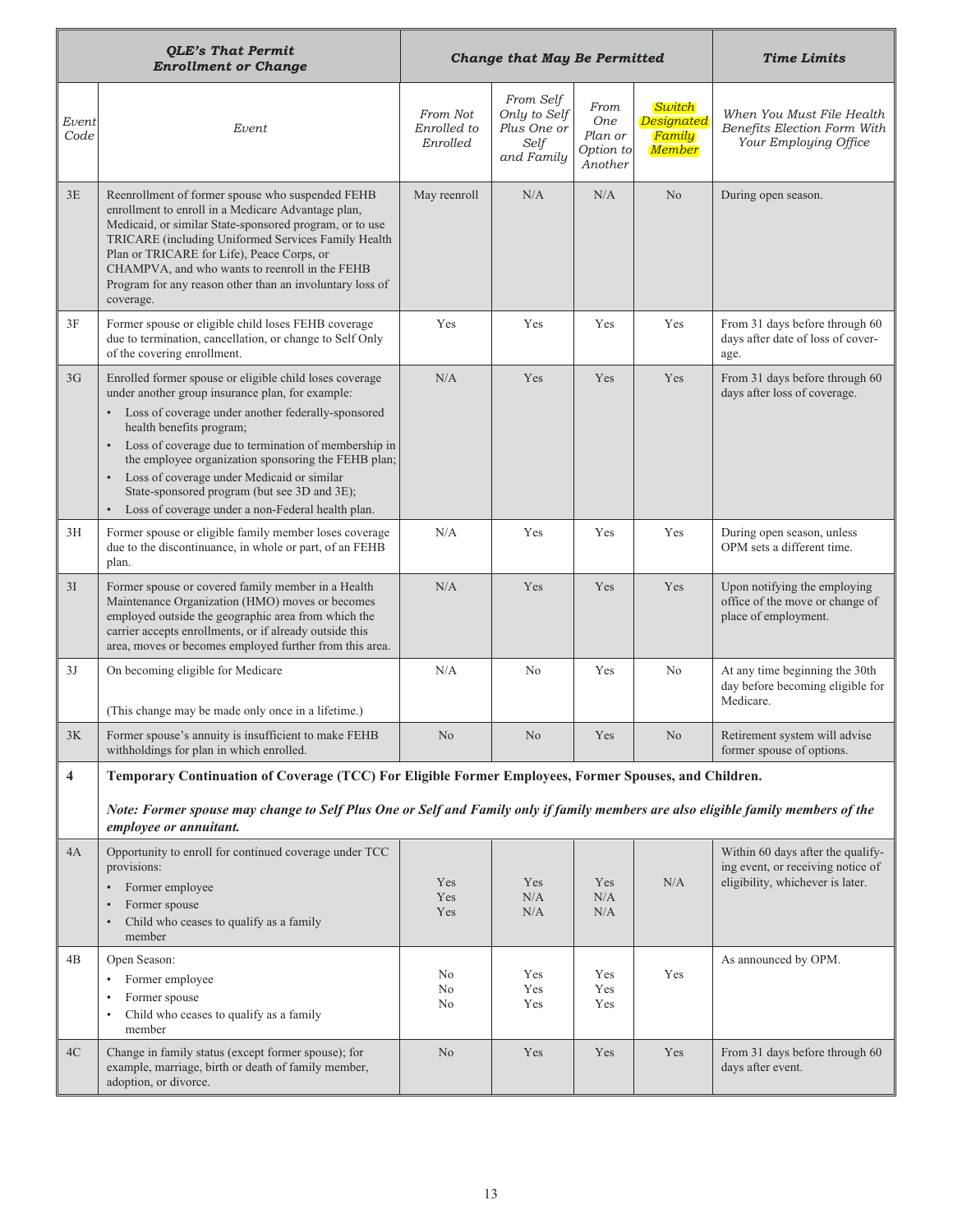| *QLE's That Permit Enrollment or Change* | | *Change that May Be Permitted* | | | | *Time Limits* |
|---|---|---|---|---|---|---|
| *Event Code* | *Event* | *From Not Enrolled to Enrolled* | *From Self Only to Self Plus One or Self and Family* | *From One Plan or Option to Another* | *Switch Designated Family Member* | *When You Must File Health Benefits Election Form With Your Employing Office* |
| 3E | Reenrollment of former spouse who suspended FEHB enrollment to enroll in a Medicare Advantage plan, Medicaid, or similar State-sponsored program, or to use TRICARE (including Uniformed Services Family Health Plan or TRICARE for Life), Peace Corps, or CHAMPVA, and who wants to reenroll in the FEHB Program for any reason other than an involuntary loss of coverage. | May reenroll | N/A | N/A | No | During open season. |
| 3F | Former spouse or eligible child loses FEHB coverage due to termination, cancellation, or change to Self Only of the covering enrollment. | Yes | Yes | Yes | Yes | From 31 days before through 60 days after date of loss of coverage. |
| 3G | Enrolled former spouse or eligible child loses coverage under another group insurance plan, for example: • Loss of coverage under another federally-sponsored health benefits program; • Loss of coverage due to termination of membership in the employee organization sponsoring the FEHB plan; • Loss of coverage under Medicaid or similar State-sponsored program (but see 3D and 3E); • Loss of coverage under a non-Federal health plan. | N/A | Yes | Yes | Yes | From 31 days before through 60 days after loss of coverage. |
| 3H | Former spouse or eligible family member loses coverage due to the discontinuance, in whole or part, of an FEHB plan. | N/A | Yes | Yes | Yes | During open season, unless OPM sets a different time. |
| 3I | Former spouse or covered family member in a Health Maintenance Organization (HMO) moves or becomes employed outside the geographic area from which the carrier accepts enrollments, or if already outside this area, moves or becomes employed further from this area. | N/A | Yes | Yes | Yes | Upon notifying the employing office of the move or change of place of employment. |
| 3J | On becoming eligible for Medicare<br><br>(This change may be made only once in a lifetime.) | N/A | No | Yes | No | At any time beginning the 30th day before becoming eligible for Medicare. |
| 3K | Former spouse's annuity is insufficient to make FEHB withholdings for plan in which enrolled. | No | No | Yes | No | Retirement system will advise former spouse of options. |
| **4** | **Temporary Continuation of Coverage (TCC) For Eligible Former Employees, Former Spouses, and Children.**<br><br>***Note: Former spouse may change to Self Plus One or Self and Family only if family members are also eligible family members of the employee or annuitant.*** | | | | | |
| 4A | Opportunity to enroll for continued coverage under TCC provisions:<br>• Former employee<br>• Former spouse<br>• Child who ceases to qualify as a family member | <br>Yes<br>Yes<br>Yes | <br>Yes<br>N/A<br>N/A | <br>Yes<br>N/A<br>N/A | N/A | Within 60 days after the qualifying event, or receiving notice of eligibility, whichever is later. |
| 4B | Open Season:<br>• Former employee<br>• Former spouse<br>• Child who ceases to qualify as a family member | <br>No<br>No<br>No | <br>Yes<br>Yes<br>Yes | <br>Yes<br>Yes<br>Yes | Yes | As announced by OPM. |
| 4C | Change in family status (except former spouse); for example, marriage, birth or death of family member, adoption, or divorce. | No | Yes | Yes | Yes | From 31 days before through 60 days after event. |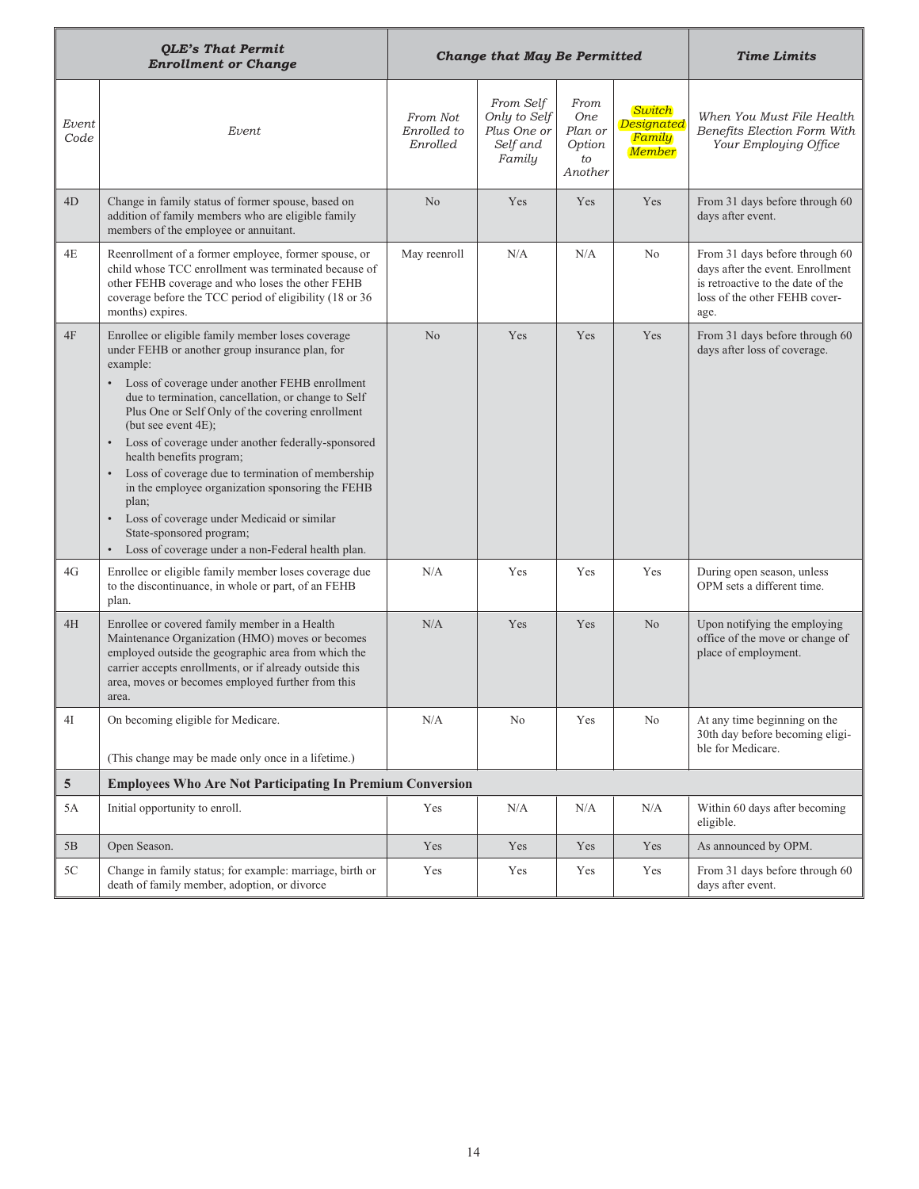| *QLE's That Permit Enrollment or Change* | | *Change that May Be Permitted* | | | | *Time Limits* |
|---|---|---|---|---|---|---|
| *Event Code* | *Event* | *From Not Enrolled to Enrolled* | *From Self Only to Self Plus One or Self and Family* | *From One Plan or Option to Another* | *Switch Designated Family Member* | *When You Must File Health Benefits Election Form With Your Employing Office* |
| 4D | Change in family status of former spouse, based on addition of family members who are eligible family members of the employee or annuitant. | No | Yes | Yes | Yes | From 31 days before through 60 days after event. |
| 4E | Reenrollment of a former employee, former spouse, or child whose TCC enrollment was terminated because of other FEHB coverage and who loses the other FEHB coverage before the TCC period of eligibility (18 or 36 months) expires. | May reenroll | N/A | N/A | No | From 31 days before through 60 days after the event. Enrollment is retroactive to the date of the loss of the other FEHB coverage. |
| 4F | Enrollee or eligible family member loses coverage under FEHB or another group insurance plan, for example: <br>• Loss of coverage under another FEHB enrollment due to termination, cancellation, or change to Self Plus One or Self Only of the covering enrollment (but see event 4E); <br>• Loss of coverage under another federally-sponsored health benefits program; <br>• Loss of coverage due to termination of membership in the employee organization sponsoring the FEHB plan; <br>• Loss of coverage under Medicaid or similar State-sponsored program; <br>• Loss of coverage under a non-Federal health plan. | No | Yes | Yes | Yes | From 31 days before through 60 days after loss of coverage. |
| 4G | Enrollee or eligible family member loses coverage due to the discontinuance, in whole or part, of an FEHB plan. | N/A | Yes | Yes | Yes | During open season, unless OPM sets a different time. |
| 4H | Enrollee or covered family member in a Health Maintenance Organization (HMO) moves or becomes employed outside the geographic area from which the carrier accepts enrollments, or if already outside this area, moves or becomes employed further from this area. | N/A | Yes | Yes | No | Upon notifying the employing office of the move or change of place of employment. |
| 4I | On becoming eligible for Medicare. <br><br>(This change may be made only once in a lifetime.) | N/A | No | Yes | No | At any time beginning on the 30th day before becoming eligible for Medicare. |
| **5** | **Employees Who Are Not Participating In Premium Conversion** | | | | | |
| 5A | Initial opportunity to enroll. | Yes | N/A | N/A | N/A | Within 60 days after becoming eligible. |
| 5B | Open Season. | Yes | Yes | Yes | Yes | As announced by OPM. |
| 5C | Change in family status; for example: marriage, birth or death of family member, adoption, or divorce | Yes | Yes | Yes | Yes | From 31 days before through 60 days after event. |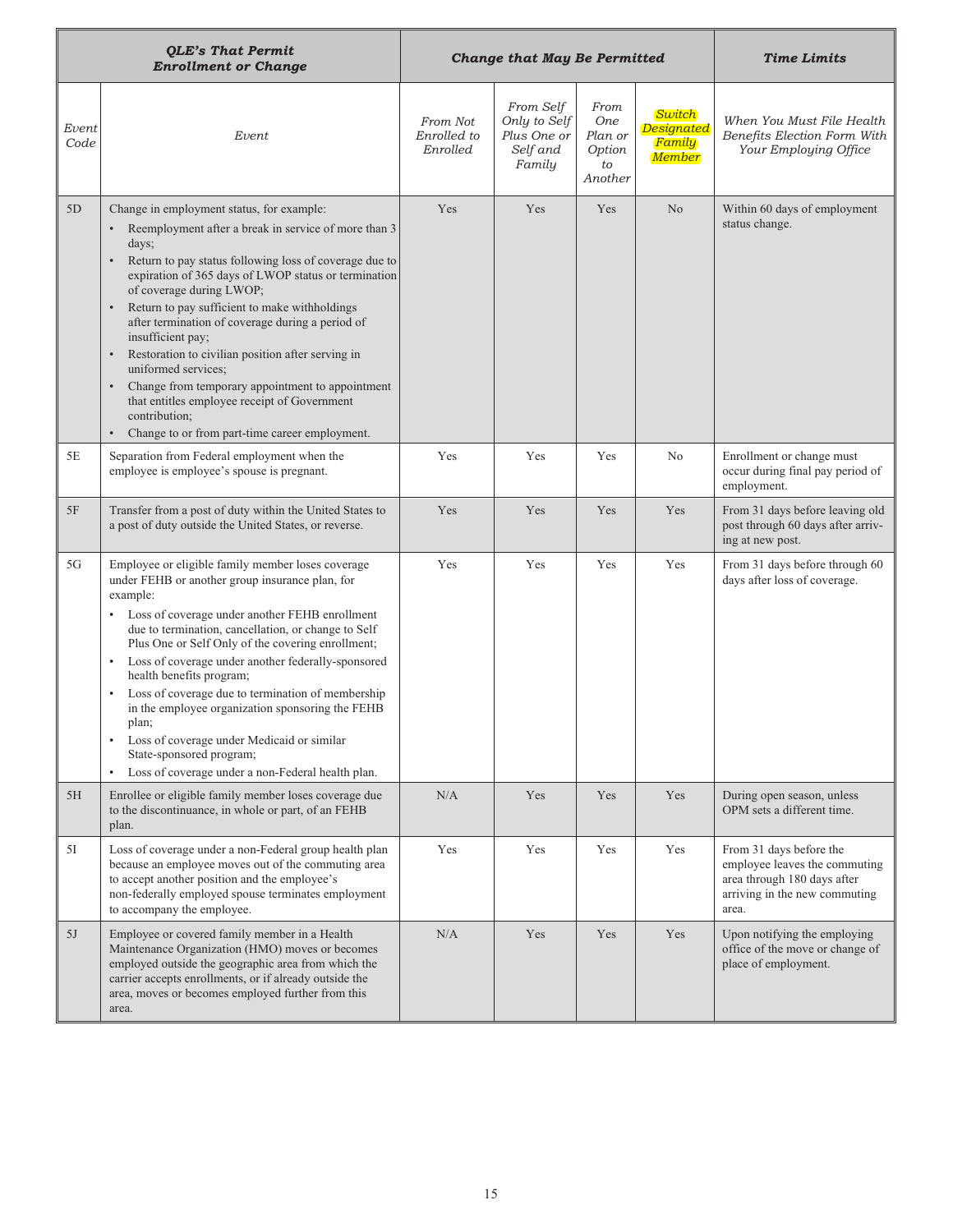| | *QLE's That Permit Enrollment or Change* | *Change that May Be Permitted* | | | | *Time Limits* |
|---|---|---|---|---|---|---|
| *Event Code* | *Event* | *From Not Enrolled to Enrolled* | *From Self Only to Self Plus One or Self and Family* | *From One Plan or Option to Another* | *Switch Designated Family Member* | *When You Must File Health Benefits Election Form With Your Employing Office* |
| 5D | Change in employment status, for example:<br>• Reemployment after a break in service of more than 3 days;<br>• Return to pay status following loss of coverage due to expiration of 365 days of LWOP status or termination of coverage during LWOP;<br>• Return to pay sufficient to make withholdings after termination of coverage during a period of insufficient pay;<br>• Restoration to civilian position after serving in uniformed services;<br>• Change from temporary appointment to appointment that entitles employee receipt of Government contribution;<br>• Change to or from part-time career employment. | Yes | Yes | Yes | No | Within 60 days of employment status change. |
| 5E | Separation from Federal employment when the employee is employee's spouse is pregnant. | Yes | Yes | Yes | No | Enrollment or change must occur during final pay period of employment. |
| 5F | Transfer from a post of duty within the United States to a post of duty outside the United States, or reverse. | Yes | Yes | Yes | Yes | From 31 days before leaving old post through 60 days after arriving at new post. |
| 5G | Employee or eligible family member loses coverage under FEHB or another group insurance plan, for example:<br>• Loss of coverage under another FEHB enrollment due to termination, cancellation, or change to Self Plus One or Self Only of the covering enrollment;<br>• Loss of coverage under another federally-sponsored health benefits program;<br>• Loss of coverage due to termination of membership in the employee organization sponsoring the FEHB plan;<br>• Loss of coverage under Medicaid or similar State-sponsored program;<br>• Loss of coverage under a non-Federal health plan. | Yes | Yes | Yes | Yes | From 31 days before through 60 days after loss of coverage. |
| 5H | Enrollee or eligible family member loses coverage due to the discontinuance, in whole or part, of an FEHB plan. | N/A | Yes | Yes | Yes | During open season, unless OPM sets a different time. |
| 5I | Loss of coverage under a non-Federal group health plan because an employee moves out of the commuting area to accept another position and the employee's non-federally employed spouse terminates employment to accompany the employee. | Yes | Yes | Yes | Yes | From 31 days before the employee leaves the commuting area through 180 days after arriving in the new commuting area. |
| 5J | Employee or covered family member in a Health Maintenance Organization (HMO) moves or becomes employed outside the geographic area from which the carrier accepts enrollments, or if already outside the area, moves or becomes employed further from this area. | N/A | Yes | Yes | Yes | Upon notifying the employing office of the move or change of place of employment. |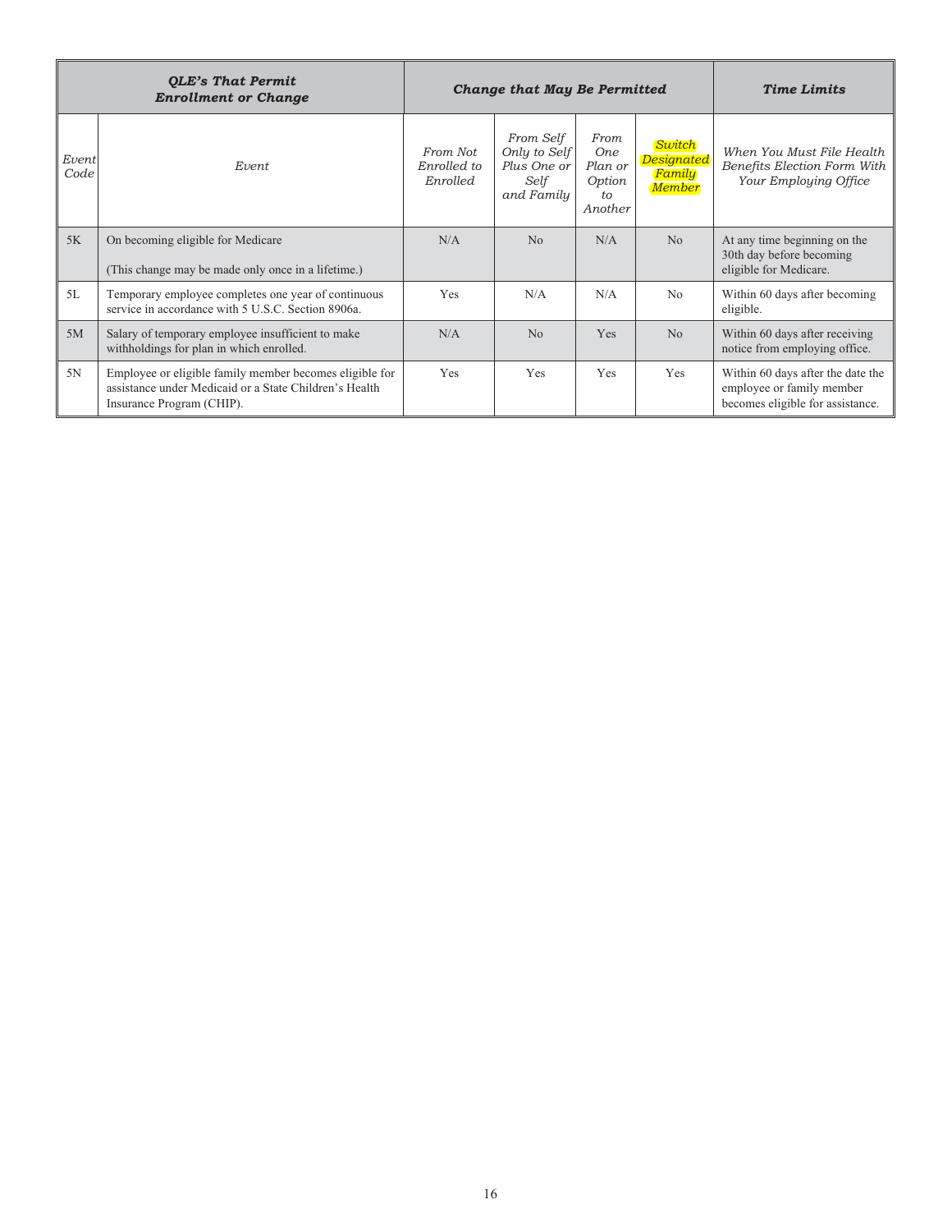| *QLE's That Permit Enrollment or Change* | | *Change that May Be Permitted* | | | | *Time Limits* |
|---|---|---|---|---|---|---|
| *Event Code* | *Event* | *From Not Enrolled to Enrolled* | *From Self Only to Self Plus One or Self and Family* | *From One Plan or Option to Another* | *Switch Designated Family Member* | *When You Must File Health Benefits Election Form With Your Employing Office* |
| 5K | On becoming eligible for Medicare<br><br>(This change may be made only once in a lifetime.) | N/A | No | N/A | No | At any time beginning on the 30th day before becoming eligible for Medicare. |
| 5L | Temporary employee completes one year of continuous service in accordance with 5 U.S.C. Section 8906a. | Yes | N/A | N/A | No | Within 60 days after becoming eligible. |
| 5M | Salary of temporary employee insufficient to make withholdings for plan in which enrolled. | N/A | No | Yes | No | Within 60 days after receiving notice from employing office. |
| 5N | Employee or eligible family member becomes eligible for assistance under Medicaid or a State Children's Health Insurance Program (CHIP). | Yes | Yes | Yes | Yes | Within 60 days after the date the employee or family member becomes eligible for assistance. |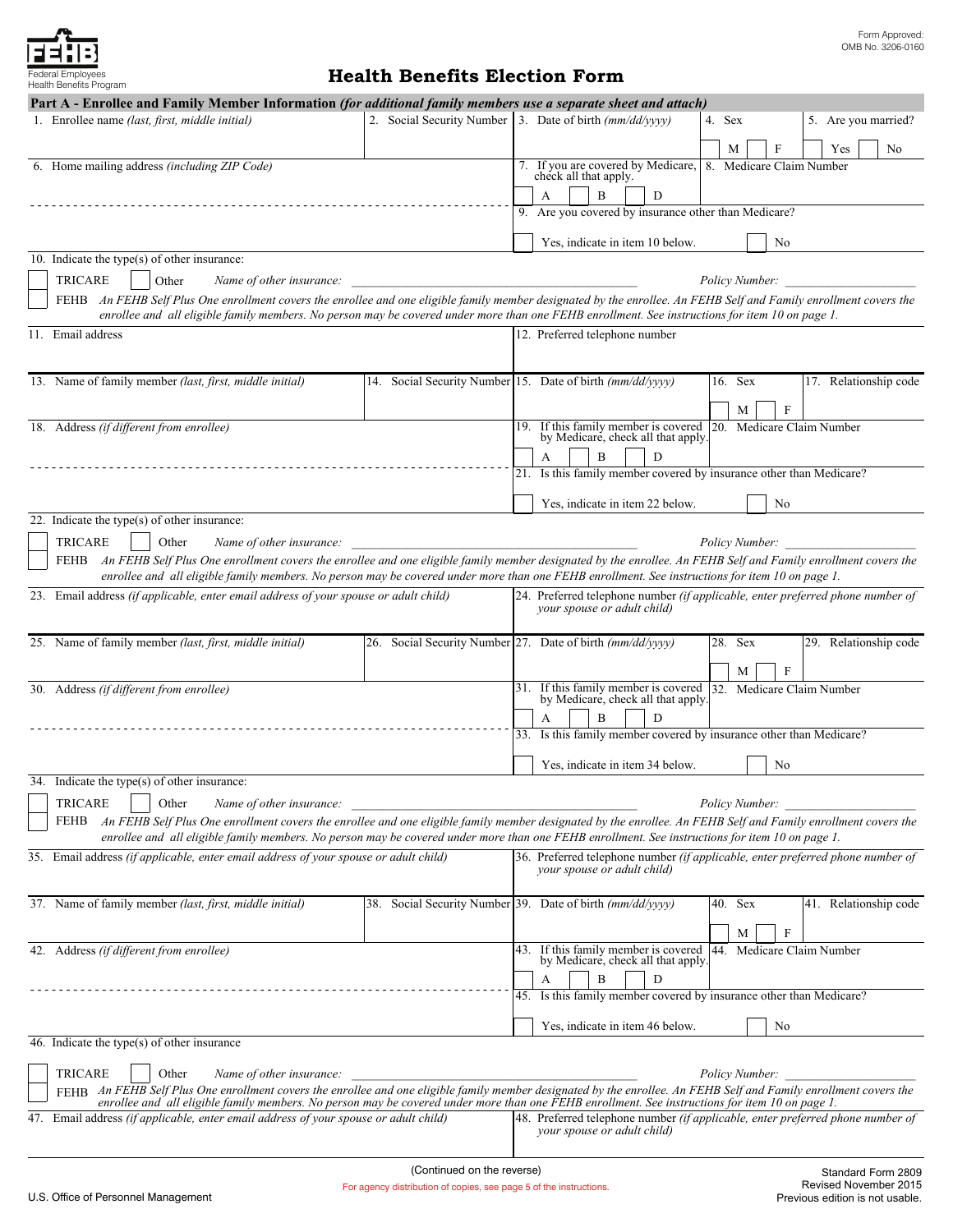FEHB

Federal Employees Health Benefits Program

Form Approved: OMB No. 3206-0160

# Health Benefits Election Form

## Part A - Enrollee and Family Member Information *(for additional family members use a separate sheet and attach)*

1. Enrollee name *(last, first, middle initial)*
2. Social Security Number
3. Date of birth *(mm/dd/yyyy)*
4. Sex — M ☐ F ☐
5. Are you married? — Yes ☐ No ☐
6. Home mailing address *(including ZIP Code)*
7. If you are covered by Medicare, check all that apply. — ☐ A ☐ B ☐ D
8. Medicare Claim Number
9. Are you covered by insurance other than Medicare? — ☐ Yes, indicate in item 10 below. ☐ No
10. Indicate the type(s) of other insurance:
    - ☐ TRICARE ☐ Other *Name of other insurance:* ______________________ *Policy Number:* ______________
    - ☐ FEHB *An FEHB Self Plus One enrollment covers the enrollee and one eligible family member designated by the enrollee. An FEHB Self and Family enrollment covers the enrollee and all eligible family members. No person may be covered under more than one FEHB enrollment. See instructions for item 10 on page 1.*
11. Email address
12. Preferred telephone number

---

13. Name of family member *(last, first, middle initial)*
14. Social Security Number
15. Date of birth *(mm/dd/yyyy)*
16. Sex — ☐ M ☐ F
17. Relationship code
18. Address *(if different from enrollee)*
19. If this family member is covered by Medicare, check all that apply. — ☐ A ☐ B ☐ D
20. Medicare Claim Number
21. Is this family member covered by insurance other than Medicare? — ☐ Yes, indicate in item 22 below. ☐ No
22. Indicate the type(s) of other insurance:
    - ☐ TRICARE ☐ Other *Name of other insurance:* ______________________ *Policy Number:* ______________
    - ☐ FEHB *An FEHB Self Plus One enrollment covers the enrollee and one eligible family member designated by the enrollee. An FEHB Self and Family enrollment covers the enrollee and all eligible family members. No person may be covered under more than one FEHB enrollment. See instructions for item 10 on page 1.*
23. Email address *(if applicable, enter email address of your spouse or adult child)*
24. Preferred telephone number *(if applicable, enter preferred phone number of your spouse or adult child)*

---

25. Name of family member *(last, first, middle initial)*
26. Social Security Number
27. Date of birth *(mm/dd/yyyy)*
28. Sex — ☐ M ☐ F
29. Relationship code
30. Address *(if different from enrollee)*
31. If this family member is covered by Medicare, check all that apply. — ☐ A ☐ B ☐ D
32. Medicare Claim Number
33. Is this family member covered by insurance other than Medicare? — ☐ Yes, indicate in item 34 below. ☐ No
34. Indicate the type(s) of other insurance:
    - ☐ TRICARE ☐ Other *Name of other insurance:* ______________________ *Policy Number:* ______________
    - ☐ FEHB *An FEHB Self Plus One enrollment covers the enrollee and one eligible family member designated by the enrollee. An FEHB Self and Family enrollment covers the enrollee and all eligible family members. No person may be covered under more than one FEHB enrollment. See instructions for item 10 on page 1.*
35. Email address *(if applicable, enter email address of your spouse or adult child)*
36. Preferred telephone number *(if applicable, enter preferred phone number of your spouse or adult child)*

---

37. Name of family member *(last, first, middle initial)*
38. Social Security Number
39. Date of birth *(mm/dd/yyyy)*
40. Sex — ☐ M ☐ F
41. Relationship code
42. Address *(if different from enrollee)*
43. If this family member is covered by Medicare, check all that apply. — ☐ A ☐ B ☐ D
44. Medicare Claim Number
45. Is this family member covered by insurance other than Medicare? — ☐ Yes, indicate in item 46 below. ☐ No
46. Indicate the type(s) of other insurance
    - ☐ TRICARE ☐ Other *Name of other insurance:* ______________________ *Policy Number:* ______________
    - ☐ FEHB *An FEHB Self Plus One enrollment covers the enrollee and one eligible family member designated by the enrollee. An FEHB Self and Family enrollment covers the enrollee and all eligible family members. No person may be covered under more than one FEHB enrollment. See instructions for item 10 on page 1.*
47. Email address *(if applicable, enter email address of your spouse or adult child)*
48. Preferred telephone number *(if applicable, enter preferred phone number of your spouse or adult child)*

(Continued on the reverse)

For agency distribution of copies, see page 5 of the instructions.

U.S. Office of Personnel Management

Standard Form 2809
Revised November 2015
Previous edition is not usable.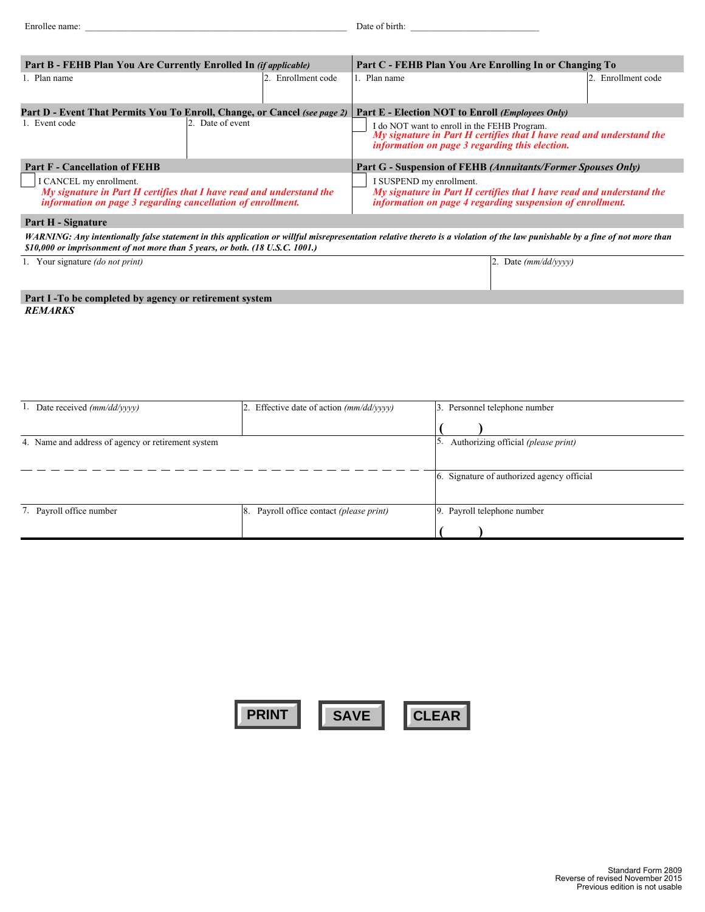Enrollee name: ______________________________ Date of birth: ____________________

| **Part B - FEHB Plan You Are Currently Enrolled In** *(if applicable)* | | **Part C - FEHB Plan You Are Enrolling In or Changing To** | |
|---|---|---|---|
| 1. Plan name | 2. Enrollment code | 1. Plan name | 2. Enrollment code |

| **Part D - Event That Permits You To Enroll, Change, or Cancel** *(see page 2)* | | **Part E - Election NOT to Enroll** *(Employees Only)* |
|---|---|---|
| 1. Event code | 2. Date of event | ☐ I do NOT want to enroll in the FEHB Program. ***My signature in Part H certifies that I have read and understand the information on page 3 regarding this election.*** |

| **Part F - Cancellation of FEHB** | **Part G - Suspension of FEHB** *(Annuitants/Former Spouses Only)* |
|---|---|
| ☐ I CANCEL my enrollment. ***My signature in Part H certifies that I have read and understand the information on page 3 regarding cancellation of enrollment.*** | ☐ I SUSPEND my enrollment. ***My signature in Part H certifies that I have read and understand the information on page 4 regarding suspension of enrollment.*** |

**Part H - Signature**

***WARNING: Any intentionally false statement in this application or willful misrepresentation relative thereto is a violation of the law punishable by a fine of not more than $10,000 or imprisonment of not more than 5 years, or both. (18 U.S.C. 1001.)***

| 1. Your signature *(do not print)* | 2. Date *(mm/dd/yyyy)* |
|---|---|

**Part I -To be completed by agency or retirement system**

***REMARKS***

| 1. Date received *(mm/dd/yyyy)* | 2. Effective date of action *(mm/dd/yyyy)* | 3. Personnel telephone number ( ) |
|---|---|---|
| 4. Name and address of agency or retirement system | | 5. Authorizing official *(please print)* |
| | | 6. Signature of authorized agency official |
| 7. Payroll office number | 8. Payroll office contact *(please print)* | 9. Payroll telephone number ( ) |

PRINT SAVE CLEAR

Standard Form 2809
Reverse of revised November 2015
Previous edition is not usable